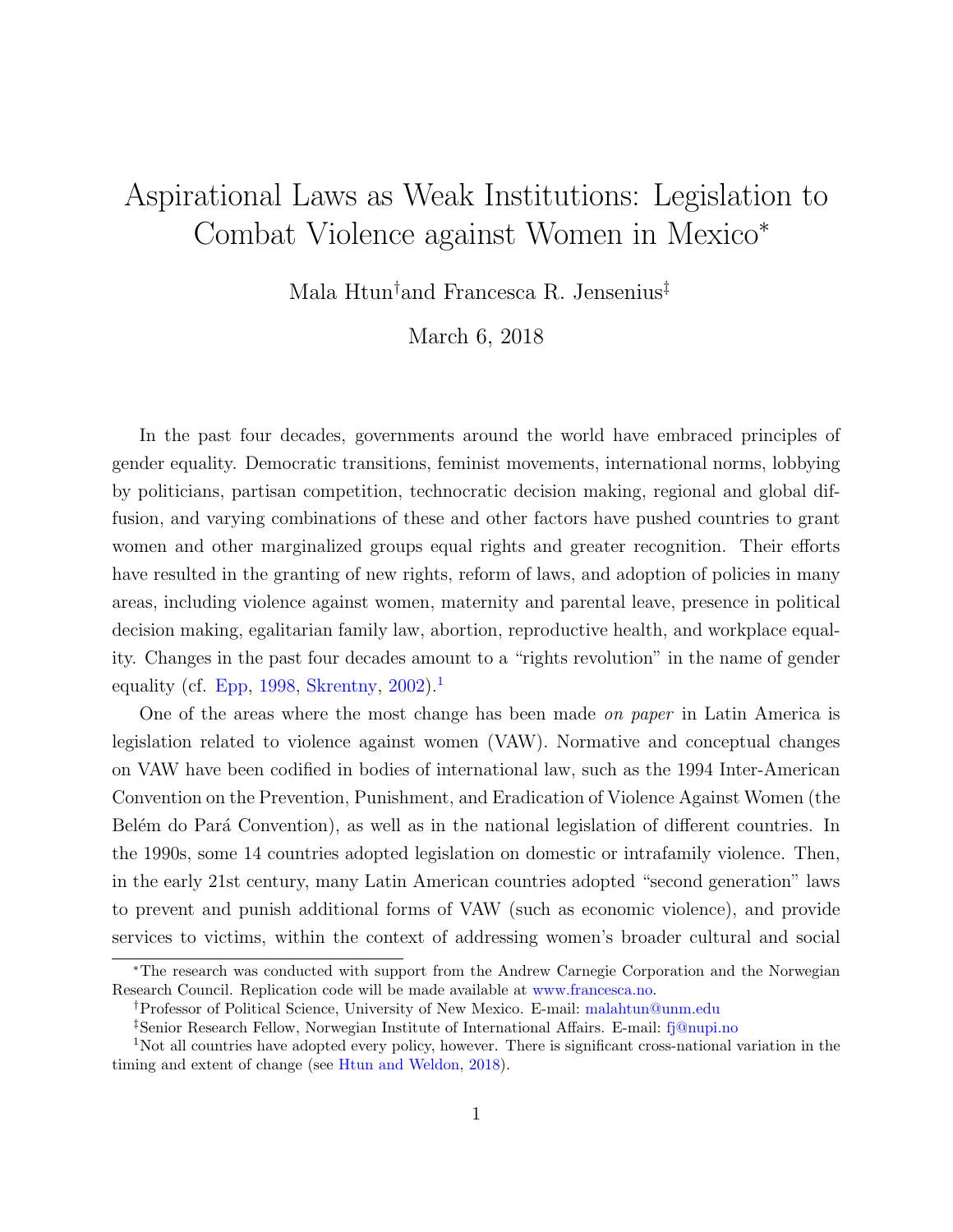# Aspirational Laws as Weak Institutions: Legislation to Combat Violence against Women in Mexico[*]

Mala Htun[†] and Francesca R. Jensenius[‡]

March 6, 2018

In the past four decades, governments around the world have embraced principles of gender equality. Democratic transitions, feminist movements, international norms, lobbying by politicians, partisan competition, technocratic decision making, regional and global diffusion, and varying combinations of these and other factors have pushed countries to grant women and other marginalized groups equal rights and greater recognition. Their efforts have resulted in the granting of new rights, reform of laws, and adoption of policies in many areas, including violence against women, maternity and parental leave, presence in political decision making, egalitarian family law, abortion, reproductive health, and workplace equality. Changes in the past four decades amount to a "rights revolution" in the name of gender equality (cf. Epp, 1998, Skrentny, 2002).[1]

One of the areas where the most change has been made *on paper* in Latin America is legislation related to violence against women (VAW). Normative and conceptual changes on VAW have been codified in bodies of international law, such as the 1994 Inter-American Convention on the Prevention, Punishment, and Eradication of Violence Against Women (the Belém do Pará Convention), as well as in the national legislation of different countries. In the 1990s, some 14 countries adopted legislation on domestic or intrafamily violence. Then, in the early 21st century, many Latin American countries adopted "second generation" laws to prevent and punish additional forms of VAW (such as economic violence), and provide services to victims, within the context of addressing women's broader cultural and social

---

[*]The research was conducted with support from the Andrew Carnegie Corporation and the Norwegian Research Council. Replication code will be made available at www.francesca.no.

[†]Professor of Political Science, University of New Mexico. E-mail: malahtun@unm.edu

[‡]Senior Research Fellow, Norwegian Institute of International Affairs. E-mail: fj@nupi.no

[1]Not all countries have adopted every policy, however. There is significant cross-national variation in the timing and extent of change (see Htun and Weldon, 2018).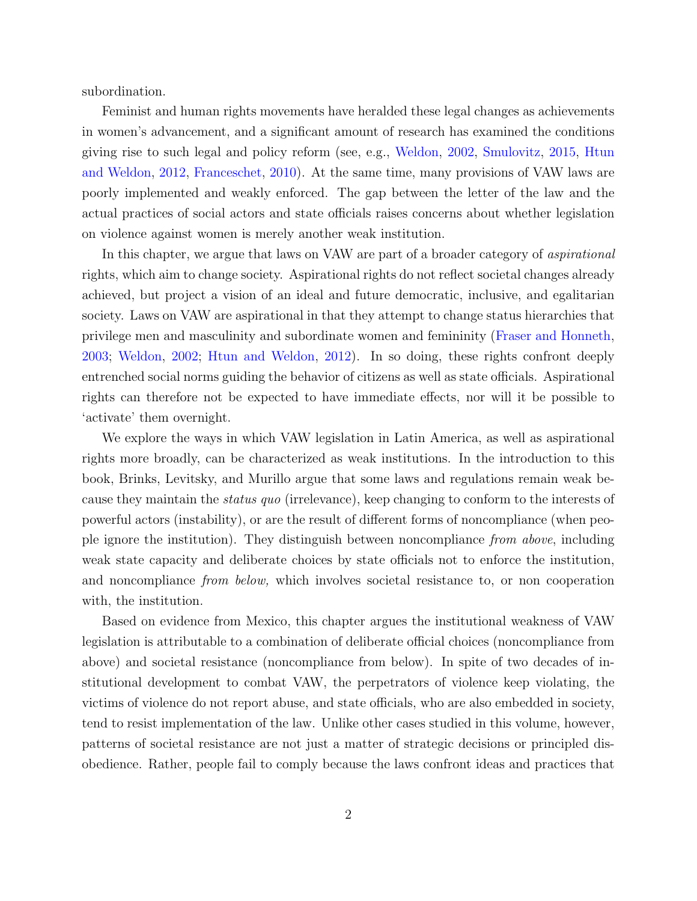subordination.

Feminist and human rights movements have heralded these legal changes as achievements in women's advancement, and a significant amount of research has examined the conditions giving rise to such legal and policy reform (see, e.g., Weldon, 2002, Smulovitz, 2015, Htun and Weldon, 2012, Franceschet, 2010). At the same time, many provisions of VAW laws are poorly implemented and weakly enforced. The gap between the letter of the law and the actual practices of social actors and state officials raises concerns about whether legislation on violence against women is merely another weak institution.

In this chapter, we argue that laws on VAW are part of a broader category of *aspirational* rights, which aim to change society. Aspirational rights do not reflect societal changes already achieved, but project a vision of an ideal and future democratic, inclusive, and egalitarian society. Laws on VAW are aspirational in that they attempt to change status hierarchies that privilege men and masculinity and subordinate women and femininity (Fraser and Honneth, 2003; Weldon, 2002; Htun and Weldon, 2012). In so doing, these rights confront deeply entrenched social norms guiding the behavior of citizens as well as state officials. Aspirational rights can therefore not be expected to have immediate effects, nor will it be possible to 'activate' them overnight.

We explore the ways in which VAW legislation in Latin America, as well as aspirational rights more broadly, can be characterized as weak institutions. In the introduction to this book, Brinks, Levitsky, and Murillo argue that some laws and regulations remain weak because they maintain the *status quo* (irrelevance), keep changing to conform to the interests of powerful actors (instability), or are the result of different forms of noncompliance (when people ignore the institution). They distinguish between noncompliance *from above*, including weak state capacity and deliberate choices by state officials not to enforce the institution, and noncompliance *from below,* which involves societal resistance to, or non cooperation with, the institution.

Based on evidence from Mexico, this chapter argues the institutional weakness of VAW legislation is attributable to a combination of deliberate official choices (noncompliance from above) and societal resistance (noncompliance from below). In spite of two decades of institutional development to combat VAW, the perpetrators of violence keep violating, the victims of violence do not report abuse, and state officials, who are also embedded in society, tend to resist implementation of the law. Unlike other cases studied in this volume, however, patterns of societal resistance are not just a matter of strategic decisions or principled disobedience. Rather, people fail to comply because the laws confront ideas and practices that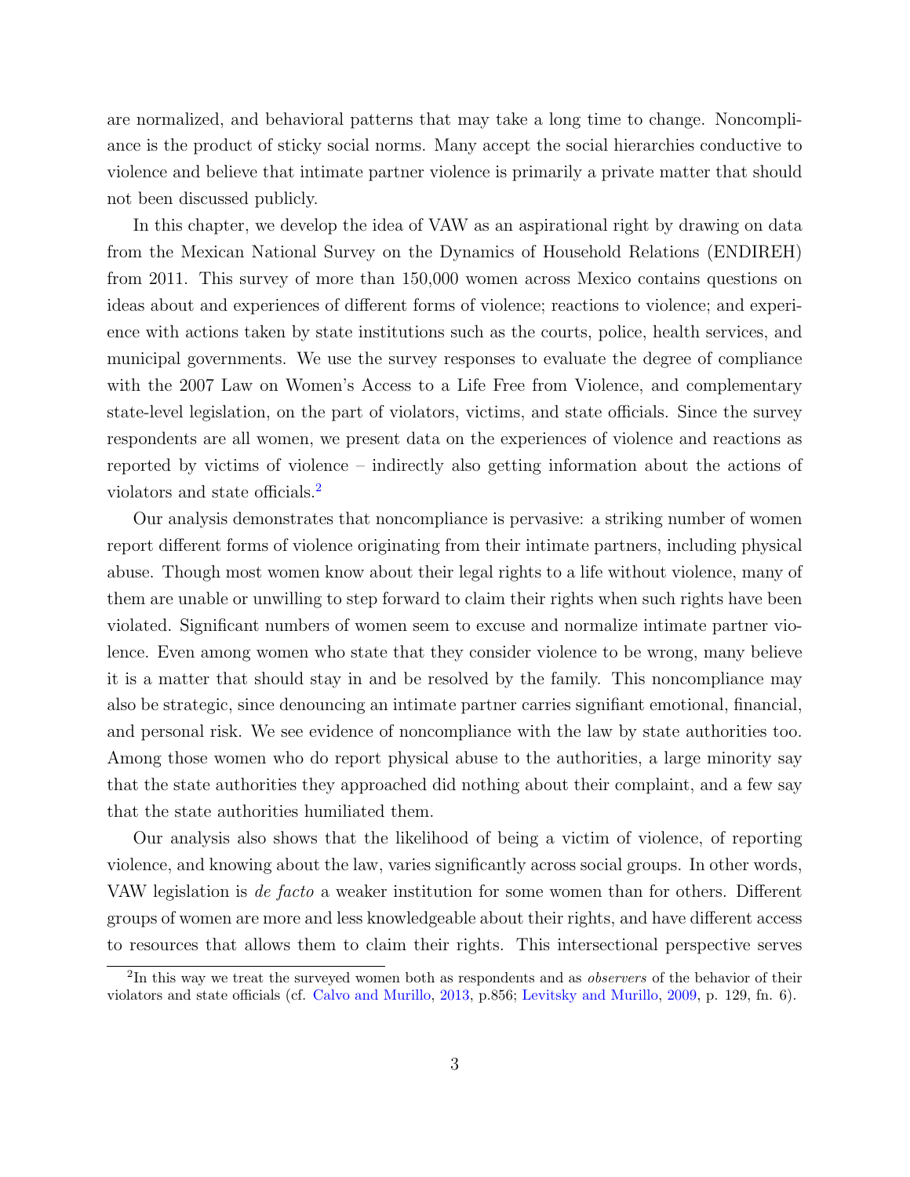are normalized, and behavioral patterns that may take a long time to change. Noncompliance is the product of sticky social norms. Many accept the social hierarchies conductive to violence and believe that intimate partner violence is primarily a private matter that should not been discussed publicly.

In this chapter, we develop the idea of VAW as an aspirational right by drawing on data from the Mexican National Survey on the Dynamics of Household Relations (ENDIREH) from 2011. This survey of more than 150,000 women across Mexico contains questions on ideas about and experiences of different forms of violence; reactions to violence; and experience with actions taken by state institutions such as the courts, police, health services, and municipal governments. We use the survey responses to evaluate the degree of compliance with the 2007 Law on Women's Access to a Life Free from Violence, and complementary state-level legislation, on the part of violators, victims, and state officials. Since the survey respondents are all women, we present data on the experiences of violence and reactions as reported by victims of violence – indirectly also getting information about the actions of violators and state officials.[2]

Our analysis demonstrates that noncompliance is pervasive: a striking number of women report different forms of violence originating from their intimate partners, including physical abuse. Though most women know about their legal rights to a life without violence, many of them are unable or unwilling to step forward to claim their rights when such rights have been violated. Significant numbers of women seem to excuse and normalize intimate partner violence. Even among women who state that they consider violence to be wrong, many believe it is a matter that should stay in and be resolved by the family. This noncompliance may also be strategic, since denouncing an intimate partner carries signifiant emotional, financial, and personal risk. We see evidence of noncompliance with the law by state authorities too. Among those women who do report physical abuse to the authorities, a large minority say that the state authorities they approached did nothing about their complaint, and a few say that the state authorities humiliated them.

Our analysis also shows that the likelihood of being a victim of violence, of reporting violence, and knowing about the law, varies significantly across social groups. In other words, VAW legislation is *de facto* a weaker institution for some women than for others. Different groups of women are more and less knowledgeable about their rights, and have different access to resources that allows them to claim their rights. This intersectional perspective serves

[2] In this way we treat the surveyed women both as respondents and as *observers* of the behavior of their violators and state officials (cf. Calvo and Murillo, 2013, p.856; Levitsky and Murillo, 2009, p. 129, fn. 6).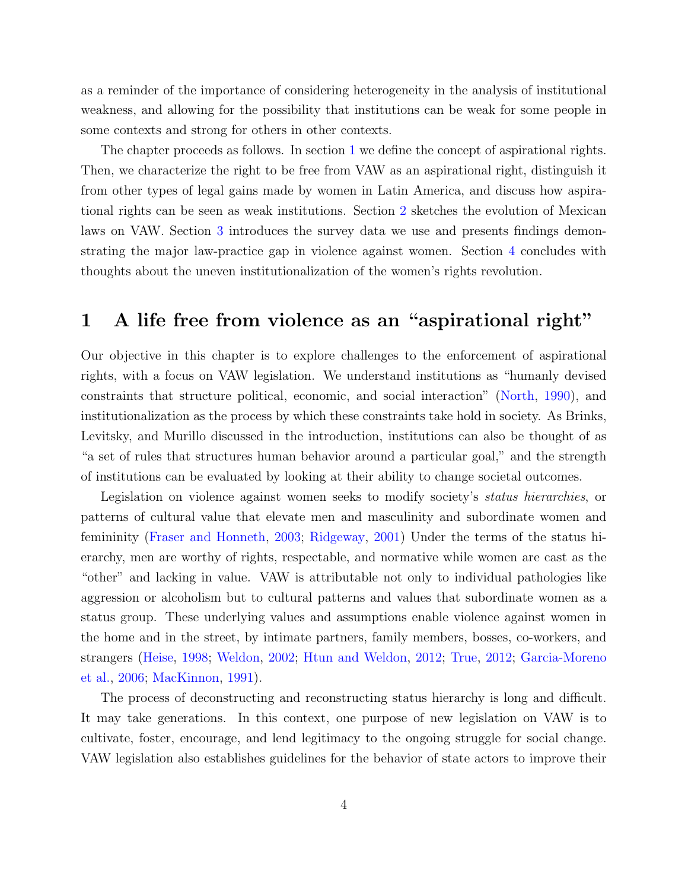as a reminder of the importance of considering heterogeneity in the analysis of institutional weakness, and allowing for the possibility that institutions can be weak for some people in some contexts and strong for others in other contexts.

The chapter proceeds as follows. In section 1 we define the concept of aspirational rights. Then, we characterize the right to be free from VAW as an aspirational right, distinguish it from other types of legal gains made by women in Latin America, and discuss how aspirational rights can be seen as weak institutions. Section 2 sketches the evolution of Mexican laws on VAW. Section 3 introduces the survey data we use and presents findings demonstrating the major law-practice gap in violence against women. Section 4 concludes with thoughts about the uneven institutionalization of the women's rights revolution.

# 1 A life free from violence as an "aspirational right"

Our objective in this chapter is to explore challenges to the enforcement of aspirational rights, with a focus on VAW legislation. We understand institutions as "humanly devised constraints that structure political, economic, and social interaction" (North, 1990), and institutionalization as the process by which these constraints take hold in society. As Brinks, Levitsky, and Murillo discussed in the introduction, institutions can also be thought of as "a set of rules that structures human behavior around a particular goal," and the strength of institutions can be evaluated by looking at their ability to change societal outcomes.

Legislation on violence against women seeks to modify society's *status hierarchies*, or patterns of cultural value that elevate men and masculinity and subordinate women and femininity (Fraser and Honneth, 2003; Ridgeway, 2001) Under the terms of the status hierarchy, men are worthy of rights, respectable, and normative while women are cast as the "other" and lacking in value. VAW is attributable not only to individual pathologies like aggression or alcoholism but to cultural patterns and values that subordinate women as a status group. These underlying values and assumptions enable violence against women in the home and in the street, by intimate partners, family members, bosses, co-workers, and strangers (Heise, 1998; Weldon, 2002; Htun and Weldon, 2012; True, 2012; Garcia-Moreno et al., 2006; MacKinnon, 1991).

The process of deconstructing and reconstructing status hierarchy is long and difficult. It may take generations. In this context, one purpose of new legislation on VAW is to cultivate, foster, encourage, and lend legitimacy to the ongoing struggle for social change. VAW legislation also establishes guidelines for the behavior of state actors to improve their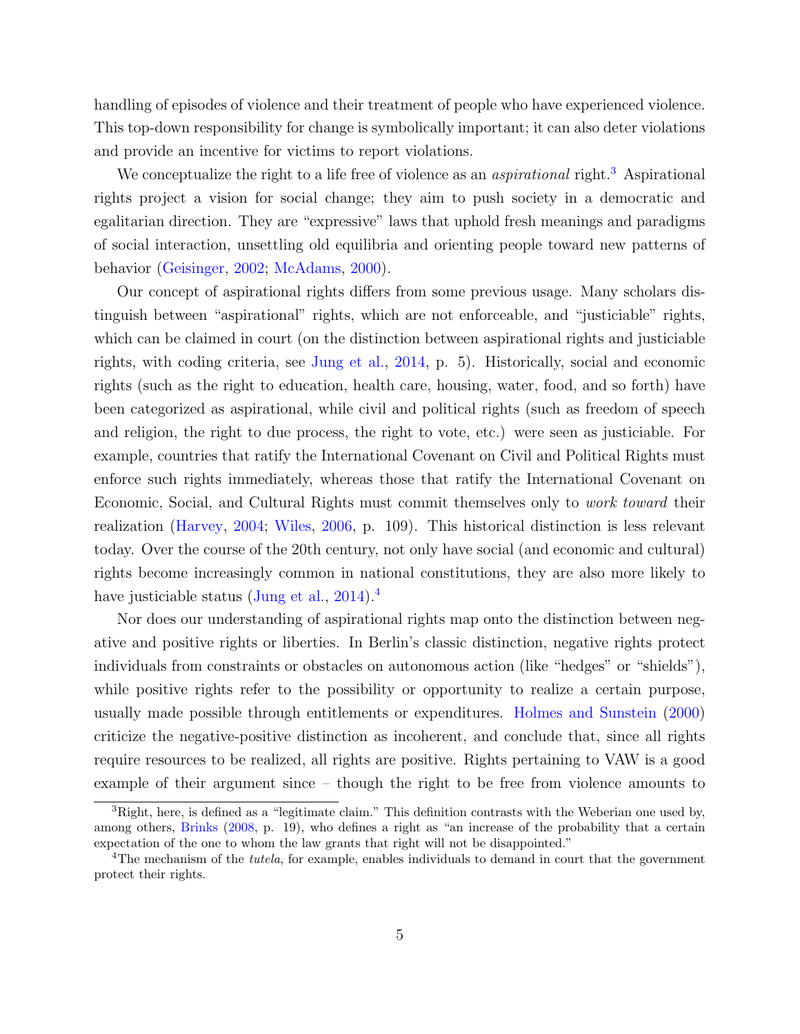handling of episodes of violence and their treatment of people who have experienced violence. This top-down responsibility for change is symbolically important; it can also deter violations and provide an incentive for victims to report violations.

We conceptualize the right to a life free of violence as an *aspirational* right.[3] Aspirational rights project a vision for social change; they aim to push society in a democratic and egalitarian direction. They are "expressive" laws that uphold fresh meanings and paradigms of social interaction, unsettling old equilibria and orienting people toward new patterns of behavior (Geisinger, 2002; McAdams, 2000).

Our concept of aspirational rights differs from some previous usage. Many scholars distinguish between "aspirational" rights, which are not enforceable, and "justiciable" rights, which can be claimed in court (on the distinction between aspirational rights and justiciable rights, with coding criteria, see Jung et al., 2014, p. 5). Historically, social and economic rights (such as the right to education, health care, housing, water, food, and so forth) have been categorized as aspirational, while civil and political rights (such as freedom of speech and religion, the right to due process, the right to vote, etc.) were seen as justiciable. For example, countries that ratify the International Covenant on Civil and Political Rights must enforce such rights immediately, whereas those that ratify the International Covenant on Economic, Social, and Cultural Rights must commit themselves only to *work toward* their realization (Harvey, 2004; Wiles, 2006, p. 109). This historical distinction is less relevant today. Over the course of the 20th century, not only have social (and economic and cultural) rights become increasingly common in national constitutions, they are also more likely to have justiciable status (Jung et al., 2014).[4]

Nor does our understanding of aspirational rights map onto the distinction between negative and positive rights or liberties. In Berlin's classic distinction, negative rights protect individuals from constraints or obstacles on autonomous action (like "hedges" or "shields"), while positive rights refer to the possibility or opportunity to realize a certain purpose, usually made possible through entitlements or expenditures. Holmes and Sunstein (2000) criticize the negative-positive distinction as incoherent, and conclude that, since all rights require resources to be realized, all rights are positive. Rights pertaining to VAW is a good example of their argument since – though the right to be free from violence amounts to

[3] Right, here, is defined as a "legitimate claim." This definition contrasts with the Weberian one used by, among others, Brinks (2008, p. 19), who defines a right as "an increase of the probability that a certain expectation of the one to whom the law grants that right will not be disappointed."

[4] The mechanism of the *tutela*, for example, enables individuals to demand in court that the government protect their rights.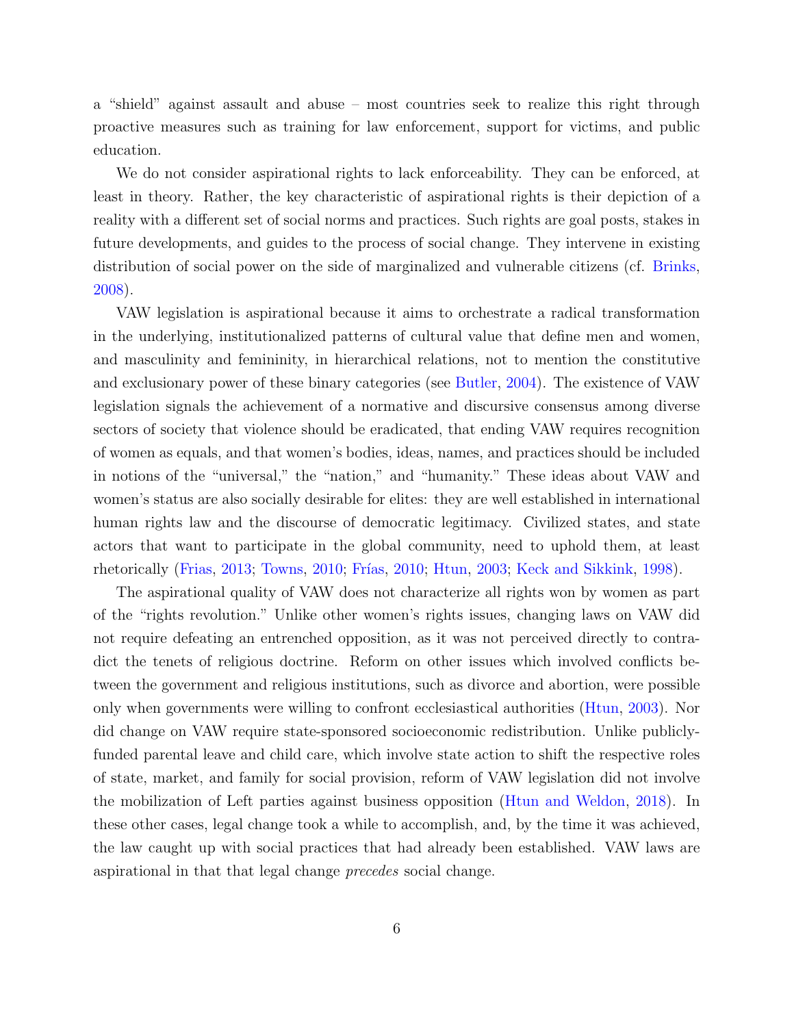a "shield" against assault and abuse – most countries seek to realize this right through proactive measures such as training for law enforcement, support for victims, and public education.

We do not consider aspirational rights to lack enforceability. They can be enforced, at least in theory. Rather, the key characteristic of aspirational rights is their depiction of a reality with a different set of social norms and practices. Such rights are goal posts, stakes in future developments, and guides to the process of social change. They intervene in existing distribution of social power on the side of marginalized and vulnerable citizens (cf. Brinks, 2008).

VAW legislation is aspirational because it aims to orchestrate a radical transformation in the underlying, institutionalized patterns of cultural value that define men and women, and masculinity and femininity, in hierarchical relations, not to mention the constitutive and exclusionary power of these binary categories (see Butler, 2004). The existence of VAW legislation signals the achievement of a normative and discursive consensus among diverse sectors of society that violence should be eradicated, that ending VAW requires recognition of women as equals, and that women's bodies, ideas, names, and practices should be included in notions of the "universal," the "nation," and "humanity." These ideas about VAW and women's status are also socially desirable for elites: they are well established in international human rights law and the discourse of democratic legitimacy. Civilized states, and state actors that want to participate in the global community, need to uphold them, at least rhetorically (Frias, 2013; Towns, 2010; Frías, 2010; Htun, 2003; Keck and Sikkink, 1998).

The aspirational quality of VAW does not characterize all rights won by women as part of the "rights revolution." Unlike other women's rights issues, changing laws on VAW did not require defeating an entrenched opposition, as it was not perceived directly to contradict the tenets of religious doctrine. Reform on other issues which involved conflicts between the government and religious institutions, such as divorce and abortion, were possible only when governments were willing to confront ecclesiastical authorities (Htun, 2003). Nor did change on VAW require state-sponsored socioeconomic redistribution. Unlike publicly-funded parental leave and child care, which involve state action to shift the respective roles of state, market, and family for social provision, reform of VAW legislation did not involve the mobilization of Left parties against business opposition (Htun and Weldon, 2018). In these other cases, legal change took a while to accomplish, and, by the time it was achieved, the law caught up with social practices that had already been established. VAW laws are aspirational in that that legal change *precedes* social change.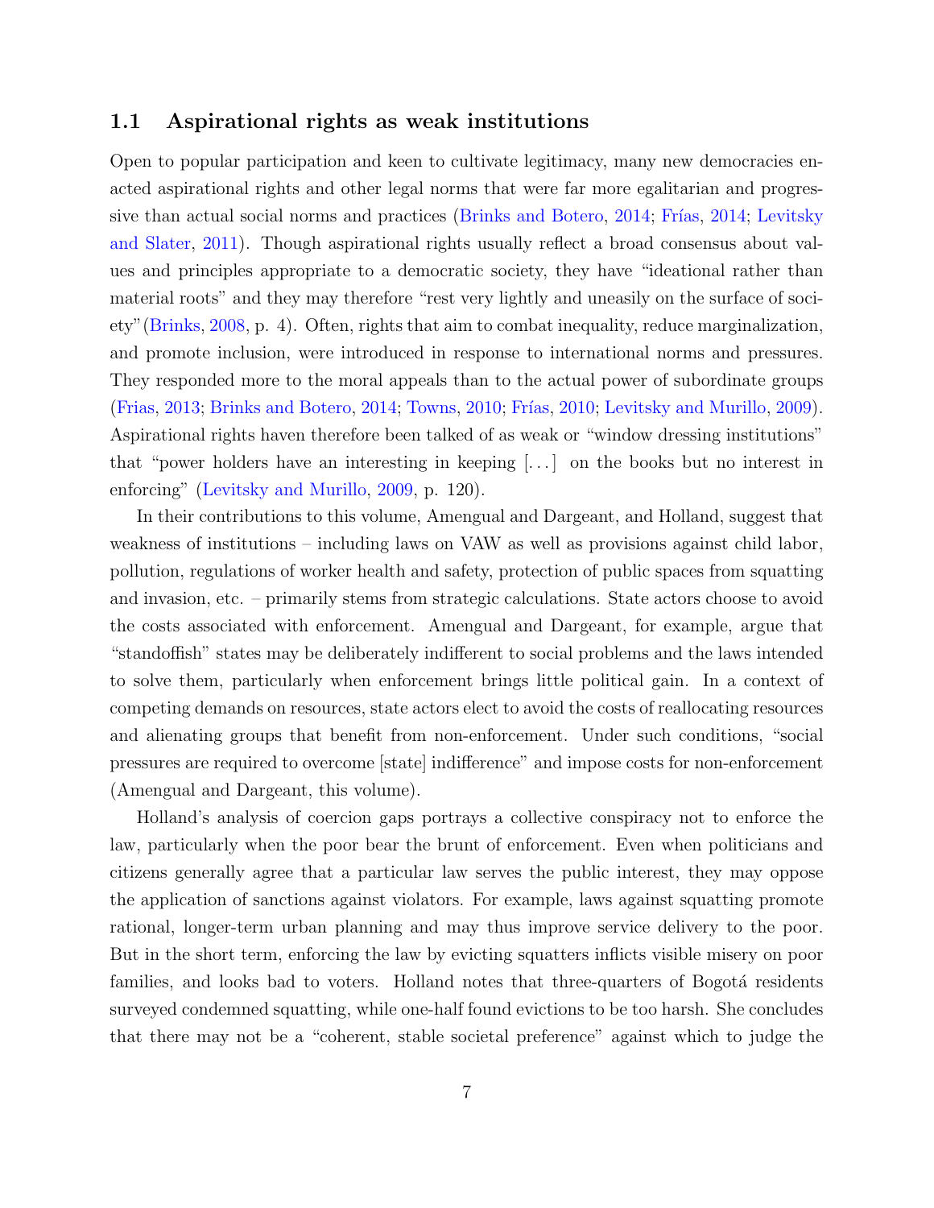### 1.1 Aspirational rights as weak institutions

Open to popular participation and keen to cultivate legitimacy, many new democracies enacted aspirational rights and other legal norms that were far more egalitarian and progressive than actual social norms and practices (Brinks and Botero, 2014; Frías, 2014; Levitsky and Slater, 2011). Though aspirational rights usually reflect a broad consensus about values and principles appropriate to a democratic society, they have "ideational rather than material roots" and they may therefore "rest very lightly and uneasily on the surface of society"(Brinks, 2008, p. 4). Often, rights that aim to combat inequality, reduce marginalization, and promote inclusion, were introduced in response to international norms and pressures. They responded more to the moral appeals than to the actual power of subordinate groups (Frias, 2013; Brinks and Botero, 2014; Towns, 2010; Frías, 2010; Levitsky and Murillo, 2009). Aspirational rights haven therefore been talked of as weak or "window dressing institutions" that "power holders have an interesting in keeping [. . . ] on the books but no interest in enforcing" (Levitsky and Murillo, 2009, p. 120).

In their contributions to this volume, Amengual and Dargeant, and Holland, suggest that weakness of institutions – including laws on VAW as well as provisions against child labor, pollution, regulations of worker health and safety, protection of public spaces from squatting and invasion, etc. – primarily stems from strategic calculations. State actors choose to avoid the costs associated with enforcement. Amengual and Dargeant, for example, argue that "standoffish" states may be deliberately indifferent to social problems and the laws intended to solve them, particularly when enforcement brings little political gain. In a context of competing demands on resources, state actors elect to avoid the costs of reallocating resources and alienating groups that benefit from non-enforcement. Under such conditions, "social pressures are required to overcome [state] indifference" and impose costs for non-enforcement (Amengual and Dargeant, this volume).

Holland's analysis of coercion gaps portrays a collective conspiracy not to enforce the law, particularly when the poor bear the brunt of enforcement. Even when politicians and citizens generally agree that a particular law serves the public interest, they may oppose the application of sanctions against violators. For example, laws against squatting promote rational, longer-term urban planning and may thus improve service delivery to the poor. But in the short term, enforcing the law by evicting squatters inflicts visible misery on poor families, and looks bad to voters. Holland notes that three-quarters of Bogotá residents surveyed condemned squatting, while one-half found evictions to be too harsh. She concludes that there may not be a "coherent, stable societal preference" against which to judge the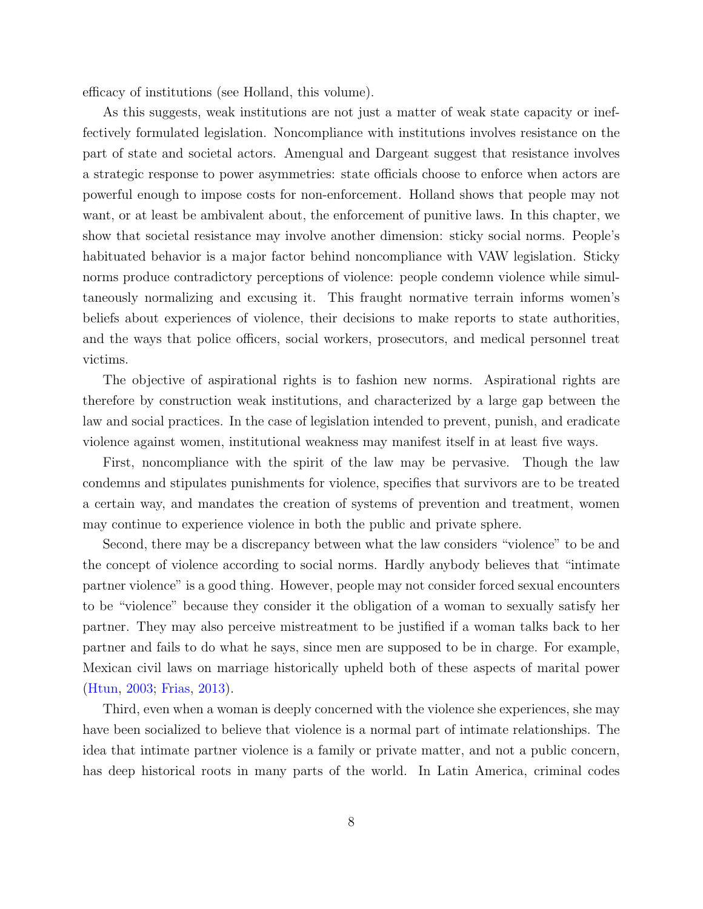efficacy of institutions (see Holland, this volume).

As this suggests, weak institutions are not just a matter of weak state capacity or ineffectively formulated legislation. Noncompliance with institutions involves resistance on the part of state and societal actors. Amengual and Dargeant suggest that resistance involves a strategic response to power asymmetries: state officials choose to enforce when actors are powerful enough to impose costs for non-enforcement. Holland shows that people may not want, or at least be ambivalent about, the enforcement of punitive laws. In this chapter, we show that societal resistance may involve another dimension: sticky social norms. People's habituated behavior is a major factor behind noncompliance with VAW legislation. Sticky norms produce contradictory perceptions of violence: people condemn violence while simultaneously normalizing and excusing it. This fraught normative terrain informs women's beliefs about experiences of violence, their decisions to make reports to state authorities, and the ways that police officers, social workers, prosecutors, and medical personnel treat victims.

The objective of aspirational rights is to fashion new norms. Aspirational rights are therefore by construction weak institutions, and characterized by a large gap between the law and social practices. In the case of legislation intended to prevent, punish, and eradicate violence against women, institutional weakness may manifest itself in at least five ways.

First, noncompliance with the spirit of the law may be pervasive. Though the law condemns and stipulates punishments for violence, specifies that survivors are to be treated a certain way, and mandates the creation of systems of prevention and treatment, women may continue to experience violence in both the public and private sphere.

Second, there may be a discrepancy between what the law considers "violence" to be and the concept of violence according to social norms. Hardly anybody believes that "intimate partner violence" is a good thing. However, people may not consider forced sexual encounters to be "violence" because they consider it the obligation of a woman to sexually satisfy her partner. They may also perceive mistreatment to be justified if a woman talks back to her partner and fails to do what he says, since men are supposed to be in charge. For example, Mexican civil laws on marriage historically upheld both of these aspects of marital power (Htun, 2003; Frias, 2013).

Third, even when a woman is deeply concerned with the violence she experiences, she may have been socialized to believe that violence is a normal part of intimate relationships. The idea that intimate partner violence is a family or private matter, and not a public concern, has deep historical roots in many parts of the world. In Latin America, criminal codes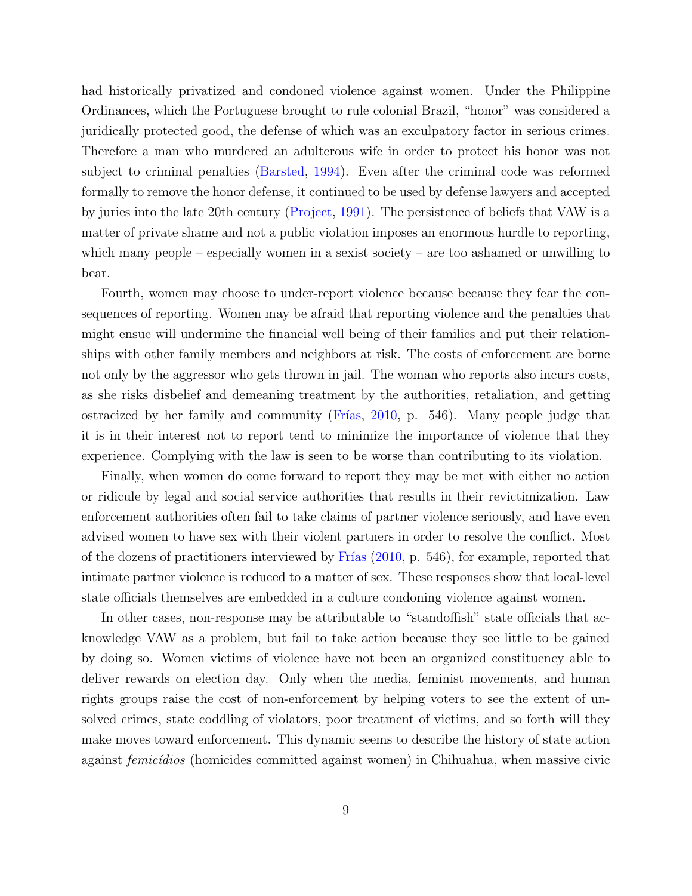had historically privatized and condoned violence against women. Under the Philippine Ordinances, which the Portuguese brought to rule colonial Brazil, "honor" was considered a juridically protected good, the defense of which was an exculpatory factor in serious crimes. Therefore a man who murdered an adulterous wife in order to protect his honor was not subject to criminal penalties (Barsted, 1994). Even after the criminal code was reformed formally to remove the honor defense, it continued to be used by defense lawyers and accepted by juries into the late 20th century (Project, 1991). The persistence of beliefs that VAW is a matter of private shame and not a public violation imposes an enormous hurdle to reporting, which many people – especially women in a sexist society – are too ashamed or unwilling to bear.

Fourth, women may choose to under-report violence because because they fear the consequences of reporting. Women may be afraid that reporting violence and the penalties that might ensue will undermine the financial well being of their families and put their relationships with other family members and neighbors at risk. The costs of enforcement are borne not only by the aggressor who gets thrown in jail. The woman who reports also incurs costs, as she risks disbelief and demeaning treatment by the authorities, retaliation, and getting ostracized by her family and community (Frías, 2010, p. 546). Many people judge that it is in their interest not to report tend to minimize the importance of violence that they experience. Complying with the law is seen to be worse than contributing to its violation.

Finally, when women do come forward to report they may be met with either no action or ridicule by legal and social service authorities that results in their revictimization. Law enforcement authorities often fail to take claims of partner violence seriously, and have even advised women to have sex with their violent partners in order to resolve the conflict. Most of the dozens of practitioners interviewed by Frías (2010, p. 546), for example, reported that intimate partner violence is reduced to a matter of sex. These responses show that local-level state officials themselves are embedded in a culture condoning violence against women.

In other cases, non-response may be attributable to "standoffish" state officials that acknowledge VAW as a problem, but fail to take action because they see little to be gained by doing so. Women victims of violence have not been an organized constituency able to deliver rewards on election day. Only when the media, feminist movements, and human rights groups raise the cost of non-enforcement by helping voters to see the extent of unsolved crimes, state coddling of violators, poor treatment of victims, and so forth will they make moves toward enforcement. This dynamic seems to describe the history of state action against *femicídios* (homicides committed against women) in Chihuahua, when massive civic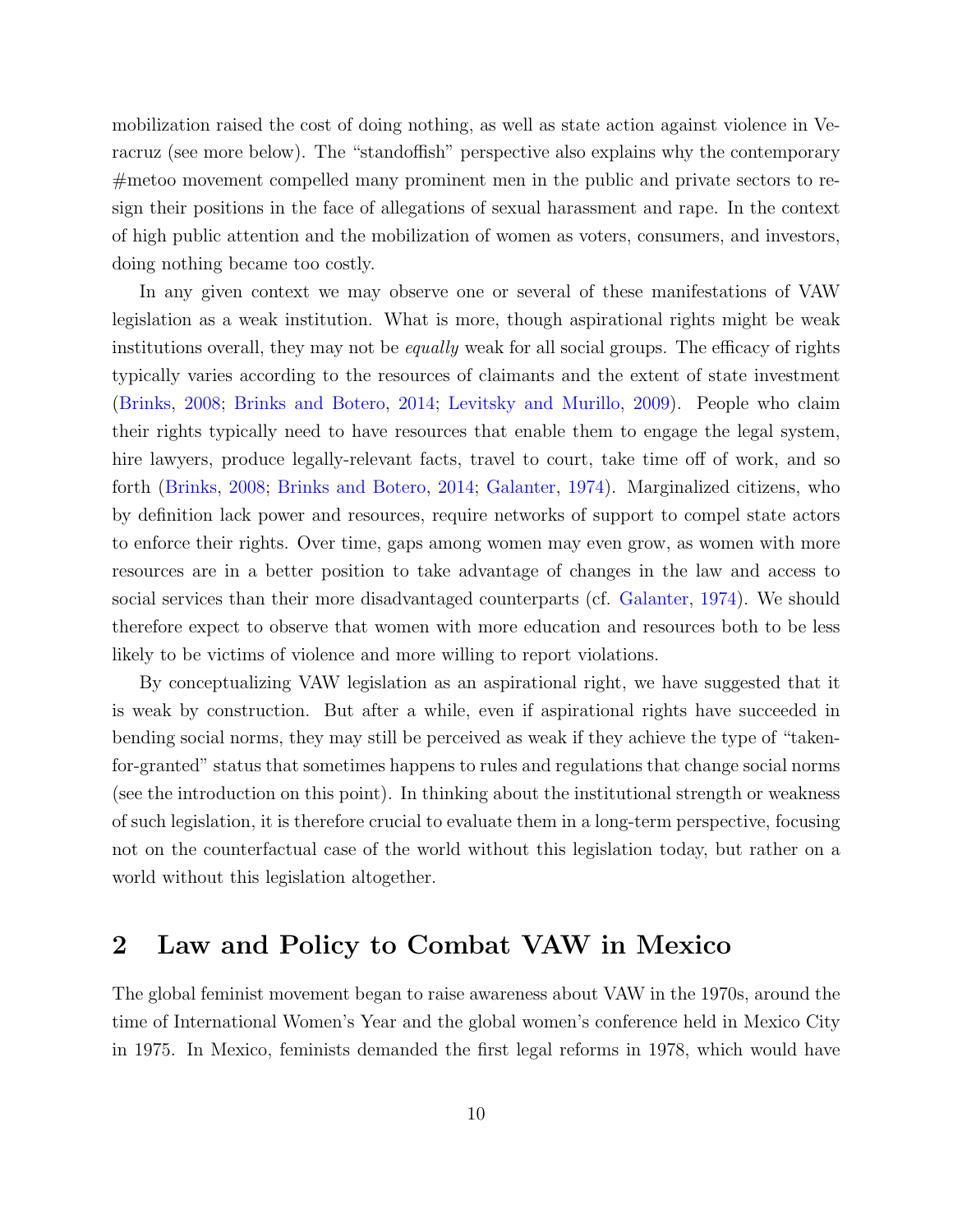mobilization raised the cost of doing nothing, as well as state action against violence in Veracruz (see more below). The "standoffish" perspective also explains why the contemporary #metoo movement compelled many prominent men in the public and private sectors to resign their positions in the face of allegations of sexual harassment and rape. In the context of high public attention and the mobilization of women as voters, consumers, and investors, doing nothing became too costly.

In any given context we may observe one or several of these manifestations of VAW legislation as a weak institution. What is more, though aspirational rights might be weak institutions overall, they may not be *equally* weak for all social groups. The efficacy of rights typically varies according to the resources of claimants and the extent of state investment (Brinks, 2008; Brinks and Botero, 2014; Levitsky and Murillo, 2009). People who claim their rights typically need to have resources that enable them to engage the legal system, hire lawyers, produce legally-relevant facts, travel to court, take time off of work, and so forth (Brinks, 2008; Brinks and Botero, 2014; Galanter, 1974). Marginalized citizens, who by definition lack power and resources, require networks of support to compel state actors to enforce their rights. Over time, gaps among women may even grow, as women with more resources are in a better position to take advantage of changes in the law and access to social services than their more disadvantaged counterparts (cf. Galanter, 1974). We should therefore expect to observe that women with more education and resources both to be less likely to be victims of violence and more willing to report violations.

By conceptualizing VAW legislation as an aspirational right, we have suggested that it is weak by construction. But after a while, even if aspirational rights have succeeded in bending social norms, they may still be perceived as weak if they achieve the type of "taken-for-granted" status that sometimes happens to rules and regulations that change social norms (see the introduction on this point). In thinking about the institutional strength or weakness of such legislation, it is therefore crucial to evaluate them in a long-term perspective, focusing not on the counterfactual case of the world without this legislation today, but rather on a world without this legislation altogether.

## 2 Law and Policy to Combat VAW in Mexico

The global feminist movement began to raise awareness about VAW in the 1970s, around the time of International Women's Year and the global women's conference held in Mexico City in 1975. In Mexico, feminists demanded the first legal reforms in 1978, which would have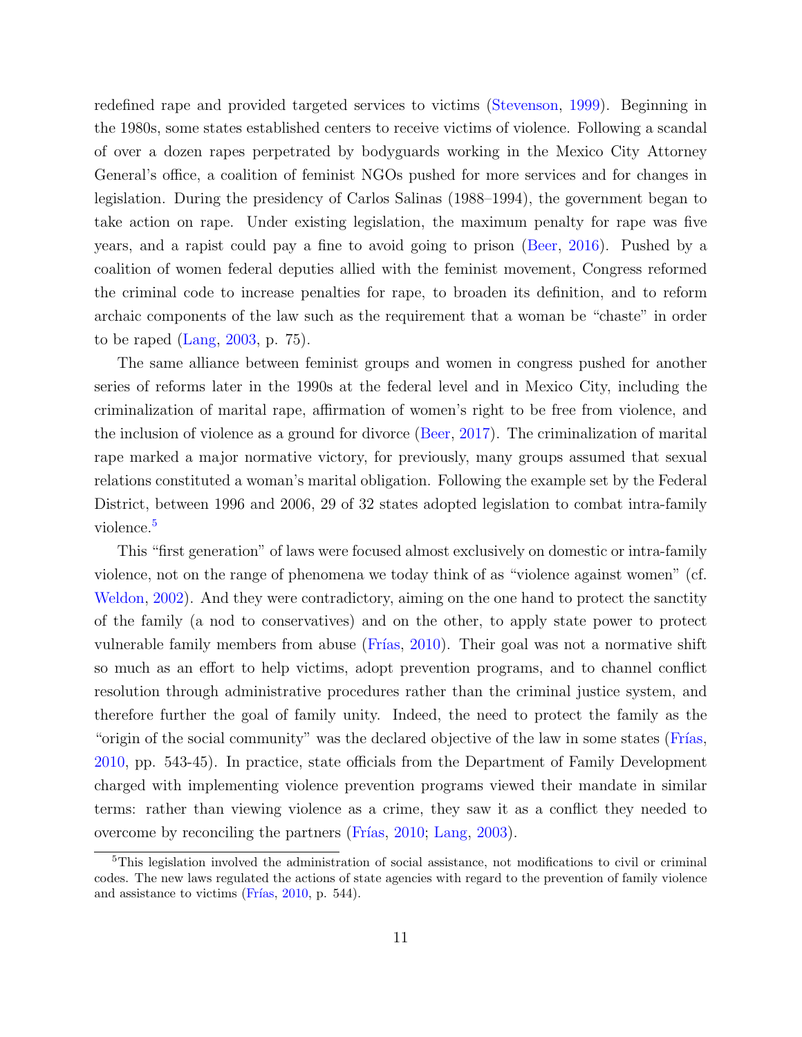redefined rape and provided targeted services to victims (Stevenson, 1999). Beginning in the 1980s, some states established centers to receive victims of violence. Following a scandal of over a dozen rapes perpetrated by bodyguards working in the Mexico City Attorney General's office, a coalition of feminist NGOs pushed for more services and for changes in legislation. During the presidency of Carlos Salinas (1988–1994), the government began to take action on rape. Under existing legislation, the maximum penalty for rape was five years, and a rapist could pay a fine to avoid going to prison (Beer, 2016). Pushed by a coalition of women federal deputies allied with the feminist movement, Congress reformed the criminal code to increase penalties for rape, to broaden its definition, and to reform archaic components of the law such as the requirement that a woman be "chaste" in order to be raped (Lang, 2003, p. 75).

The same alliance between feminist groups and women in congress pushed for another series of reforms later in the 1990s at the federal level and in Mexico City, including the criminalization of marital rape, affirmation of women's right to be free from violence, and the inclusion of violence as a ground for divorce (Beer, 2017). The criminalization of marital rape marked a major normative victory, for previously, many groups assumed that sexual relations constituted a woman's marital obligation. Following the example set by the Federal District, between 1996 and 2006, 29 of 32 states adopted legislation to combat intra-family violence.[5]

This "first generation" of laws were focused almost exclusively on domestic or intra-family violence, not on the range of phenomena we today think of as "violence against women" (cf. Weldon, 2002). And they were contradictory, aiming on the one hand to protect the sanctity of the family (a nod to conservatives) and on the other, to apply state power to protect vulnerable family members from abuse (Frías, 2010). Their goal was not a normative shift so much as an effort to help victims, adopt prevention programs, and to channel conflict resolution through administrative procedures rather than the criminal justice system, and therefore further the goal of family unity. Indeed, the need to protect the family as the "origin of the social community" was the declared objective of the law in some states (Frías, 2010, pp. 543-45). In practice, state officials from the Department of Family Development charged with implementing violence prevention programs viewed their mandate in similar terms: rather than viewing violence as a crime, they saw it as a conflict they needed to overcome by reconciling the partners (Frías, 2010; Lang, 2003).

[5] This legislation involved the administration of social assistance, not modifications to civil or criminal codes. The new laws regulated the actions of state agencies with regard to the prevention of family violence and assistance to victims (Frías, 2010, p. 544).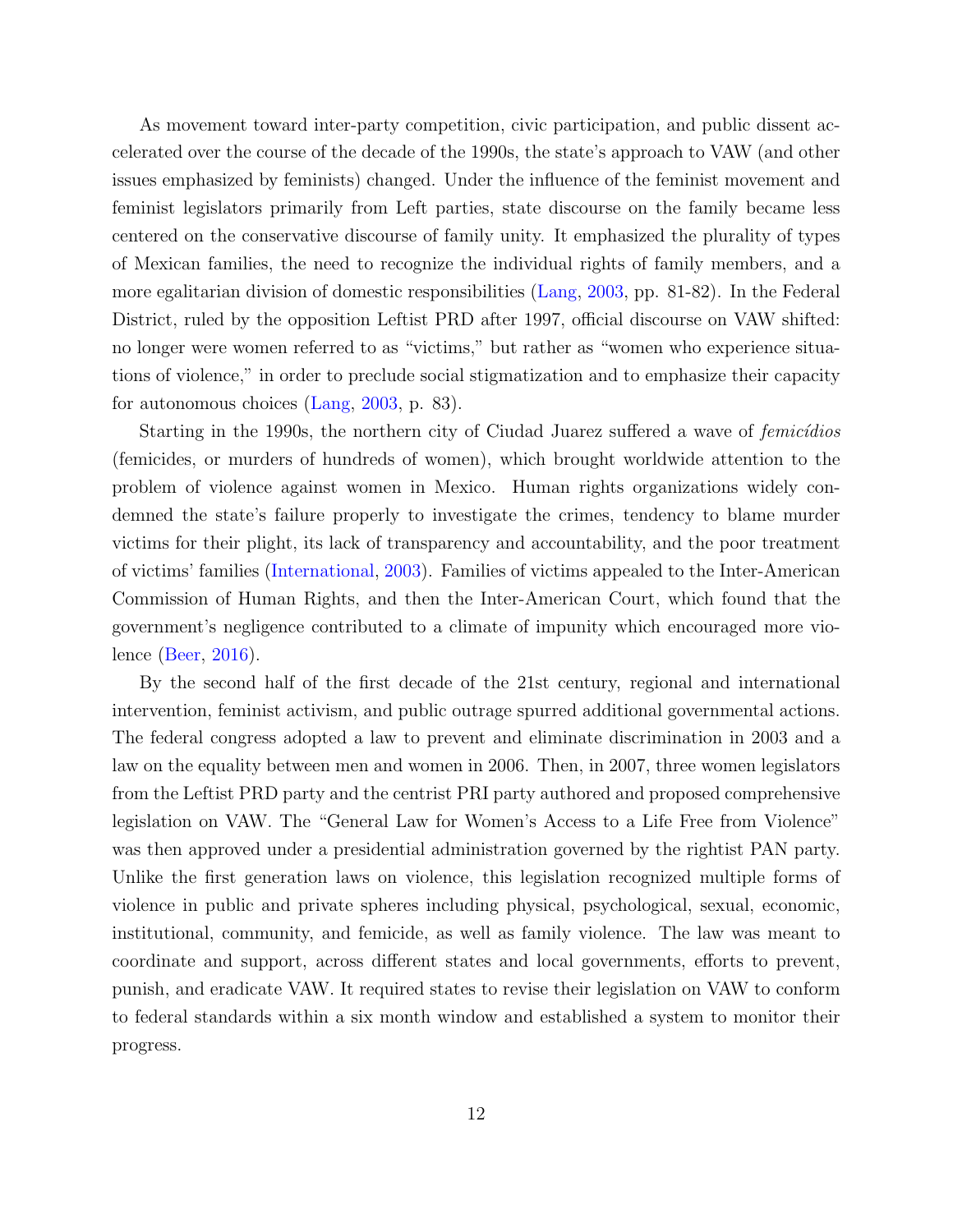As movement toward inter-party competition, civic participation, and public dissent accelerated over the course of the decade of the 1990s, the state's approach to VAW (and other issues emphasized by feminists) changed. Under the influence of the feminist movement and feminist legislators primarily from Left parties, state discourse on the family became less centered on the conservative discourse of family unity. It emphasized the plurality of types of Mexican families, the need to recognize the individual rights of family members, and a more egalitarian division of domestic responsibilities (Lang, 2003, pp. 81-82). In the Federal District, ruled by the opposition Leftist PRD after 1997, official discourse on VAW shifted: no longer were women referred to as "victims," but rather as "women who experience situations of violence," in order to preclude social stigmatization and to emphasize their capacity for autonomous choices (Lang, 2003, p. 83).

Starting in the 1990s, the northern city of Ciudad Juarez suffered a wave of *femicídios* (femicides, or murders of hundreds of women), which brought worldwide attention to the problem of violence against women in Mexico. Human rights organizations widely condemned the state's failure properly to investigate the crimes, tendency to blame murder victims for their plight, its lack of transparency and accountability, and the poor treatment of victims' families (International, 2003). Families of victims appealed to the Inter-American Commission of Human Rights, and then the Inter-American Court, which found that the government's negligence contributed to a climate of impunity which encouraged more violence (Beer, 2016).

By the second half of the first decade of the 21st century, regional and international intervention, feminist activism, and public outrage spurred additional governmental actions. The federal congress adopted a law to prevent and eliminate discrimination in 2003 and a law on the equality between men and women in 2006. Then, in 2007, three women legislators from the Leftist PRD party and the centrist PRI party authored and proposed comprehensive legislation on VAW. The "General Law for Women's Access to a Life Free from Violence" was then approved under a presidential administration governed by the rightist PAN party. Unlike the first generation laws on violence, this legislation recognized multiple forms of violence in public and private spheres including physical, psychological, sexual, economic, institutional, community, and femicide, as well as family violence. The law was meant to coordinate and support, across different states and local governments, efforts to prevent, punish, and eradicate VAW. It required states to revise their legislation on VAW to conform to federal standards within a six month window and established a system to monitor their progress.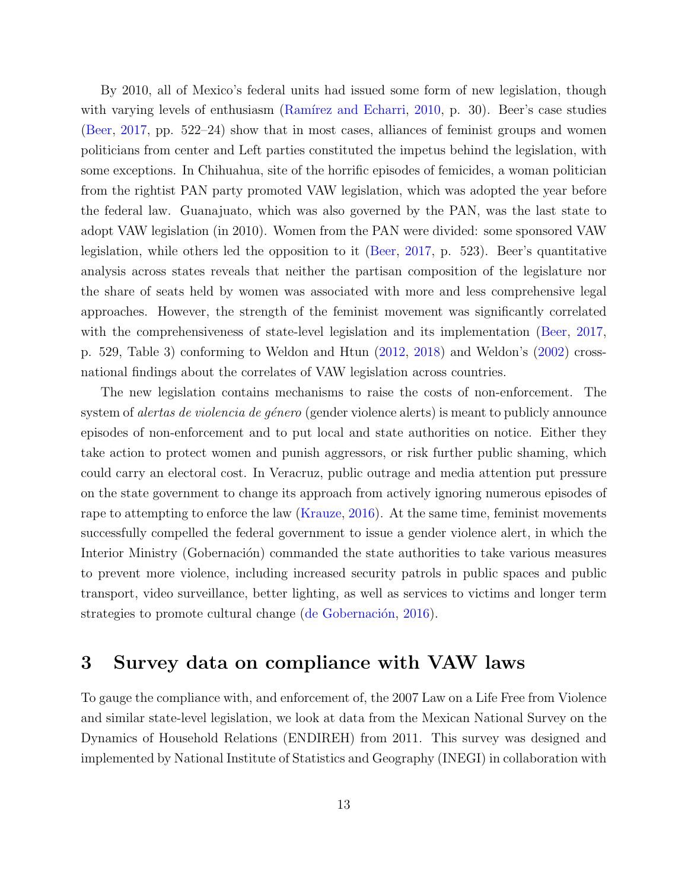By 2010, all of Mexico's federal units had issued some form of new legislation, though with varying levels of enthusiasm (Ramírez and Echarri, 2010, p. 30). Beer's case studies (Beer, 2017, pp. 522–24) show that in most cases, alliances of feminist groups and women politicians from center and Left parties constituted the impetus behind the legislation, with some exceptions. In Chihuahua, site of the horrific episodes of femicides, a woman politician from the rightist PAN party promoted VAW legislation, which was adopted the year before the federal law. Guanajuato, which was also governed by the PAN, was the last state to adopt VAW legislation (in 2010). Women from the PAN were divided: some sponsored VAW legislation, while others led the opposition to it (Beer, 2017, p. 523). Beer's quantitative analysis across states reveals that neither the partisan composition of the legislature nor the share of seats held by women was associated with more and less comprehensive legal approaches. However, the strength of the feminist movement was significantly correlated with the comprehensiveness of state-level legislation and its implementation (Beer, 2017, p. 529, Table 3) conforming to Weldon and Htun (2012, 2018) and Weldon's (2002) cross-national findings about the correlates of VAW legislation across countries.

The new legislation contains mechanisms to raise the costs of non-enforcement. The system of *alertas de violencia de género* (gender violence alerts) is meant to publicly announce episodes of non-enforcement and to put local and state authorities on notice. Either they take action to protect women and punish aggressors, or risk further public shaming, which could carry an electoral cost. In Veracruz, public outrage and media attention put pressure on the state government to change its approach from actively ignoring numerous episodes of rape to attempting to enforce the law (Krauze, 2016). At the same time, feminist movements successfully compelled the federal government to issue a gender violence alert, in which the Interior Ministry (Gobernación) commanded the state authorities to take various measures to prevent more violence, including increased security patrols in public spaces and public transport, video surveillance, better lighting, as well as services to victims and longer term strategies to promote cultural change (de Gobernación, 2016).

## 3 Survey data on compliance with VAW laws

To gauge the compliance with, and enforcement of, the 2007 Law on a Life Free from Violence and similar state-level legislation, we look at data from the Mexican National Survey on the Dynamics of Household Relations (ENDIREH) from 2011. This survey was designed and implemented by National Institute of Statistics and Geography (INEGI) in collaboration with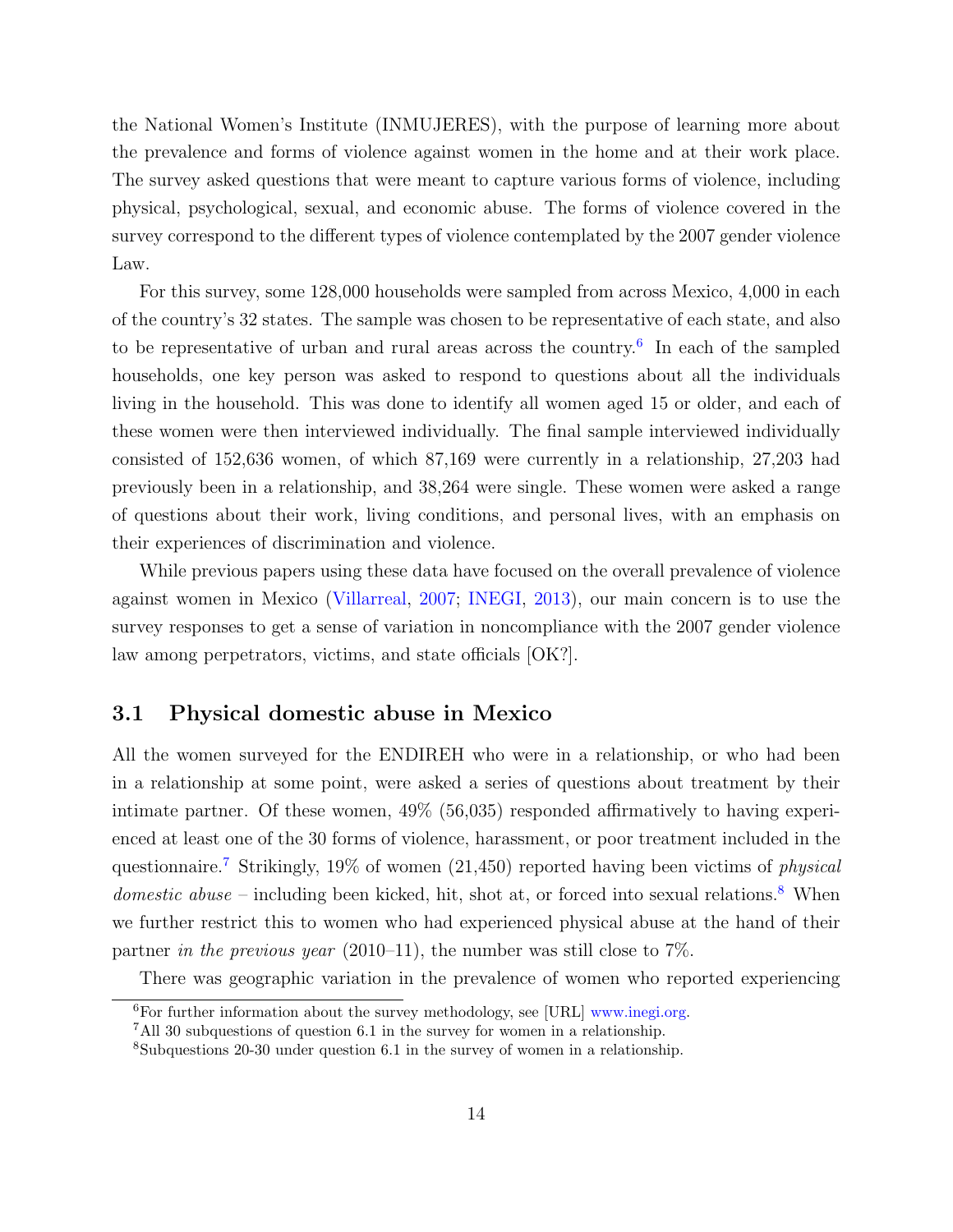the National Women's Institute (INMUJERES), with the purpose of learning more about the prevalence and forms of violence against women in the home and at their work place. The survey asked questions that were meant to capture various forms of violence, including physical, psychological, sexual, and economic abuse. The forms of violence covered in the survey correspond to the different types of violence contemplated by the 2007 gender violence Law.

For this survey, some 128,000 households were sampled from across Mexico, 4,000 in each of the country's 32 states. The sample was chosen to be representative of each state, and also to be representative of urban and rural areas across the country.[6] In each of the sampled households, one key person was asked to respond to questions about all the individuals living in the household. This was done to identify all women aged 15 or older, and each of these women were then interviewed individually. The final sample interviewed individually consisted of 152,636 women, of which 87,169 were currently in a relationship, 27,203 had previously been in a relationship, and 38,264 were single. These women were asked a range of questions about their work, living conditions, and personal lives, with an emphasis on their experiences of discrimination and violence.

While previous papers using these data have focused on the overall prevalence of violence against women in Mexico (Villarreal, 2007; INEGI, 2013), our main concern is to use the survey responses to get a sense of variation in noncompliance with the 2007 gender violence law among perpetrators, victims, and state officials [OK?].

## 3.1 Physical domestic abuse in Mexico

All the women surveyed for the ENDIREH who were in a relationship, or who had been in a relationship at some point, were asked a series of questions about treatment by their intimate partner. Of these women, 49% (56,035) responded affirmatively to having experienced at least one of the 30 forms of violence, harassment, or poor treatment included in the questionnaire.[7] Strikingly, 19% of women (21,450) reported having been victims of *physical domestic abuse* – including been kicked, hit, shot at, or forced into sexual relations.[8] When we further restrict this to women who had experienced physical abuse at the hand of their partner *in the previous year* (2010–11), the number was still close to 7%.

There was geographic variation in the prevalence of women who reported experiencing

[6] For further information about the survey methodology, see [URL] www.inegi.org.

[7] All 30 subquestions of question 6.1 in the survey for women in a relationship.

[8] Subquestions 20-30 under question 6.1 in the survey of women in a relationship.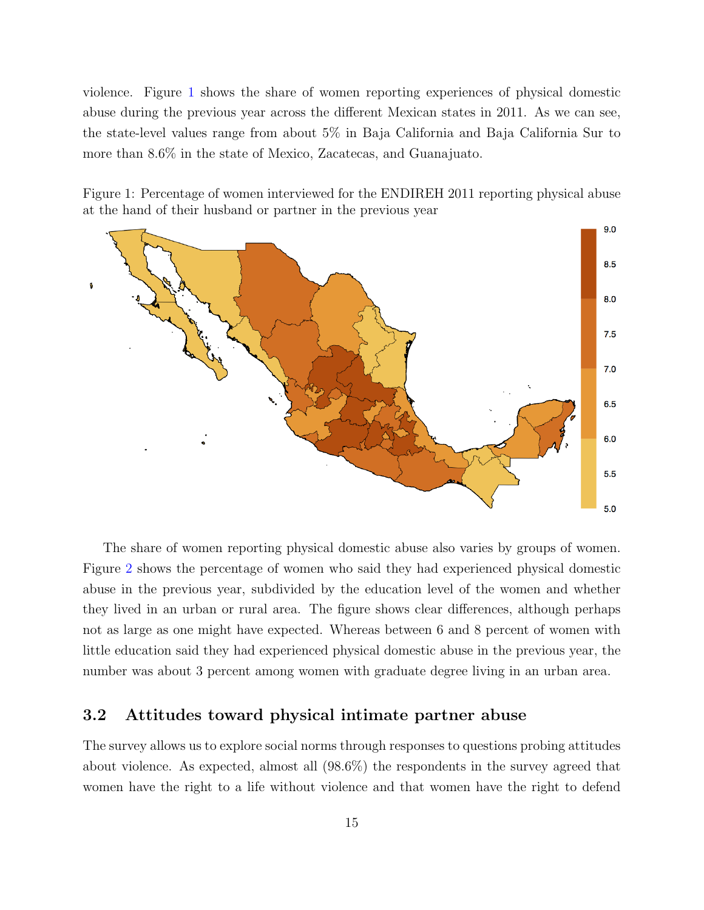violence. Figure 1 shows the share of women reporting experiences of physical domestic abuse during the previous year across the different Mexican states in 2011. As we can see, the state-level values range from about 5% in Baja California and Baja California Sur to more than 8.6% in the state of Mexico, Zacatecas, and Guanajuato.

Figure 1: Percentage of women interviewed for the ENDIREH 2011 reporting physical abuse at the hand of their husband or partner in the previous year

The share of women reporting physical domestic abuse also varies by groups of women. Figure 2 shows the percentage of women who said they had experienced physical domestic abuse in the previous year, subdivided by the education level of the women and whether they lived in an urban or rural area. The figure shows clear differences, although perhaps not as large as one might have expected. Whereas between 6 and 8 percent of women with little education said they had experienced physical domestic abuse in the previous year, the number was about 3 percent among women with graduate degree living in an urban area.

### 3.2 Attitudes toward physical intimate partner abuse

The survey allows us to explore social norms through responses to questions probing attitudes about violence. As expected, almost all (98.6%) the respondents in the survey agreed that women have the right to a life without violence and that women have the right to defend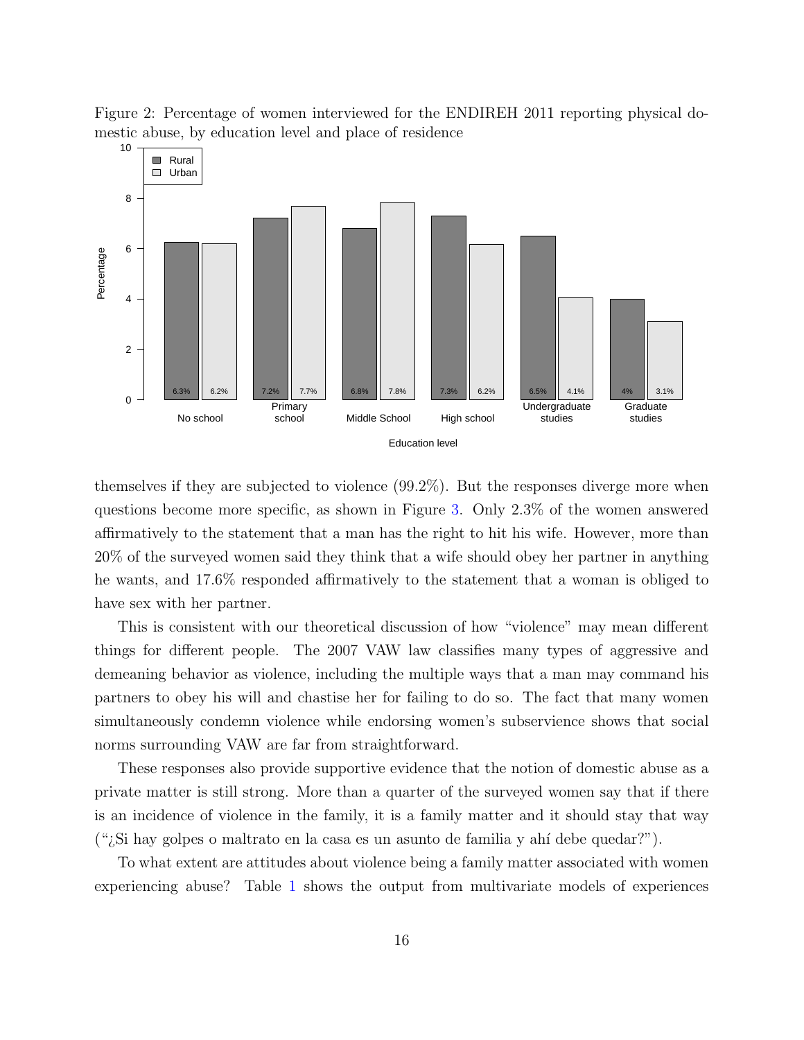Figure 2: Percentage of women interviewed for the ENDIREH 2011 reporting physical domestic abuse, by education level and place of residence

| Education level | Rural | Urban |
| --- | --- | --- |
| No school | 6.3% | 6.2% |
| Primary school | 7.2% | 7.7% |
| Middle School | 6.8% | 7.8% |
| High school | 7.3% | 6.2% |
| Undergraduate studies | 6.5% | 4.1% |
| Graduate studies | 4% | 3.1% |

themselves if they are subjected to violence (99.2%). But the responses diverge more when questions become more specific, as shown in Figure 3. Only 2.3% of the women answered affirmatively to the statement that a man has the right to hit his wife. However, more than 20% of the surveyed women said they think that a wife should obey her partner in anything he wants, and 17.6% responded affirmatively to the statement that a woman is obliged to have sex with her partner.

This is consistent with our theoretical discussion of how "violence" may mean different things for different people. The 2007 VAW law classifies many types of aggressive and demeaning behavior as violence, including the multiple ways that a man may command his partners to obey his will and chastise her for failing to do so. The fact that many women simultaneously condemn violence while endorsing women's subservience shows that social norms surrounding VAW are far from straightforward.

These responses also provide supportive evidence that the notion of domestic abuse as a private matter is still strong. More than a quarter of the surveyed women say that if there is an incidence of violence in the family, it is a family matter and it should stay that way ("¿Si hay golpes o maltrato en la casa es un asunto de familia y ahí debe quedar?").

To what extent are attitudes about violence being a family matter associated with women experiencing abuse? Table 1 shows the output from multivariate models of experiences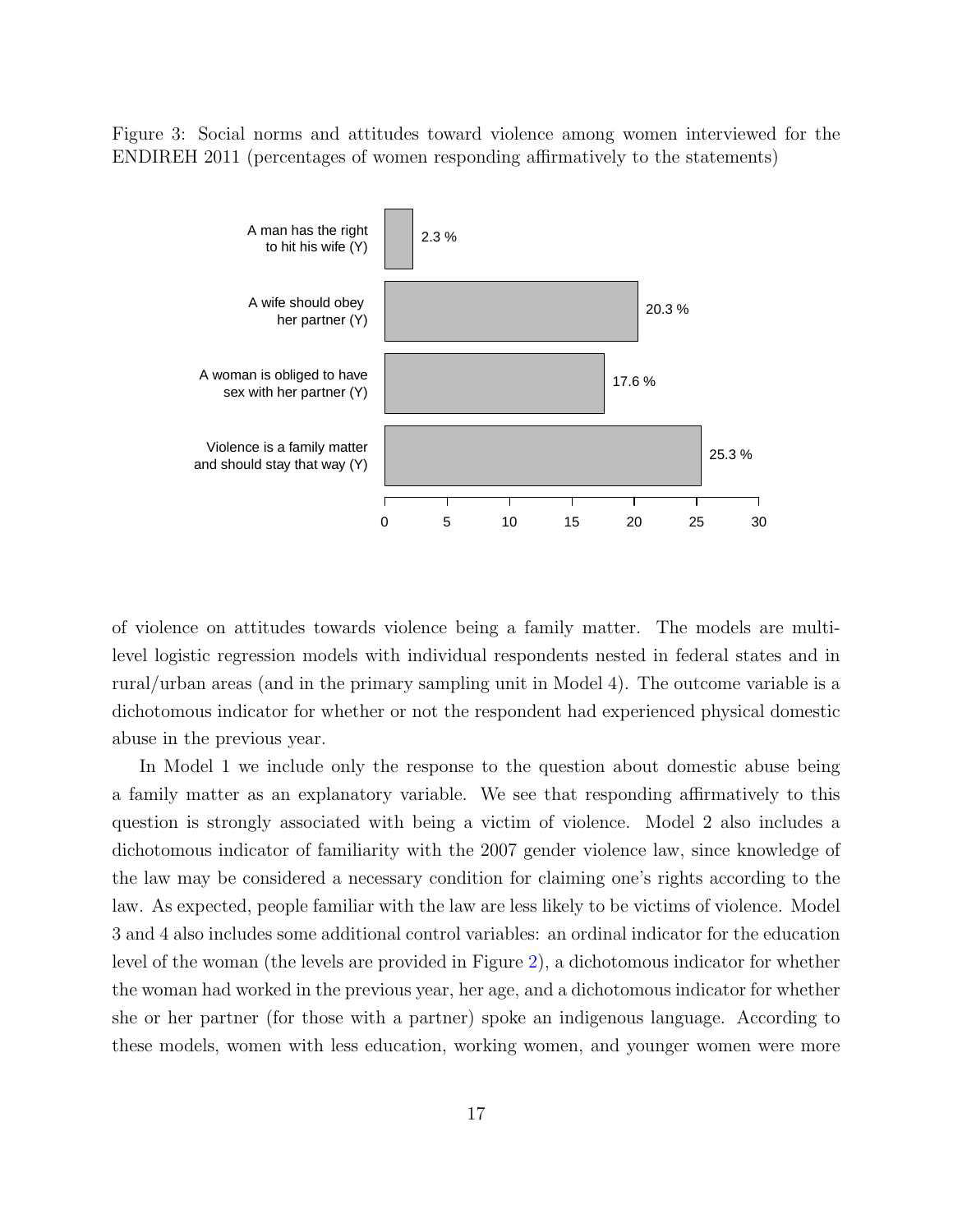Figure 3: Social norms and attitudes toward violence among women interviewed for the ENDIREH 2011 (percentages of women responding affirmatively to the statements)

| Statement | Percentage |
| --- | --- |
| A man has the right to hit his wife (Y) | 2.3 % |
| A wife should obey her partner (Y) | 20.3 % |
| A woman is obliged to have sex with her partner (Y) | 17.6 % |
| Violence is a family matter and should stay that way (Y) | 25.3 % |

of violence on attitudes towards violence being a family matter. The models are multi-level logistic regression models with individual respondents nested in federal states and in rural/urban areas (and in the primary sampling unit in Model 4). The outcome variable is a dichotomous indicator for whether or not the respondent had experienced physical domestic abuse in the previous year.

In Model 1 we include only the response to the question about domestic abuse being a family matter as an explanatory variable. We see that responding affirmatively to this question is strongly associated with being a victim of violence. Model 2 also includes a dichotomous indicator of familiarity with the 2007 gender violence law, since knowledge of the law may be considered a necessary condition for claiming one's rights according to the law. As expected, people familiar with the law are less likely to be victims of violence. Model 3 and 4 also includes some additional control variables: an ordinal indicator for the education level of the woman (the levels are provided in Figure 2), a dichotomous indicator for whether the woman had worked in the previous year, her age, and a dichotomous indicator for whether she or her partner (for those with a partner) spoke an indigenous language. According to these models, women with less education, working women, and younger women were more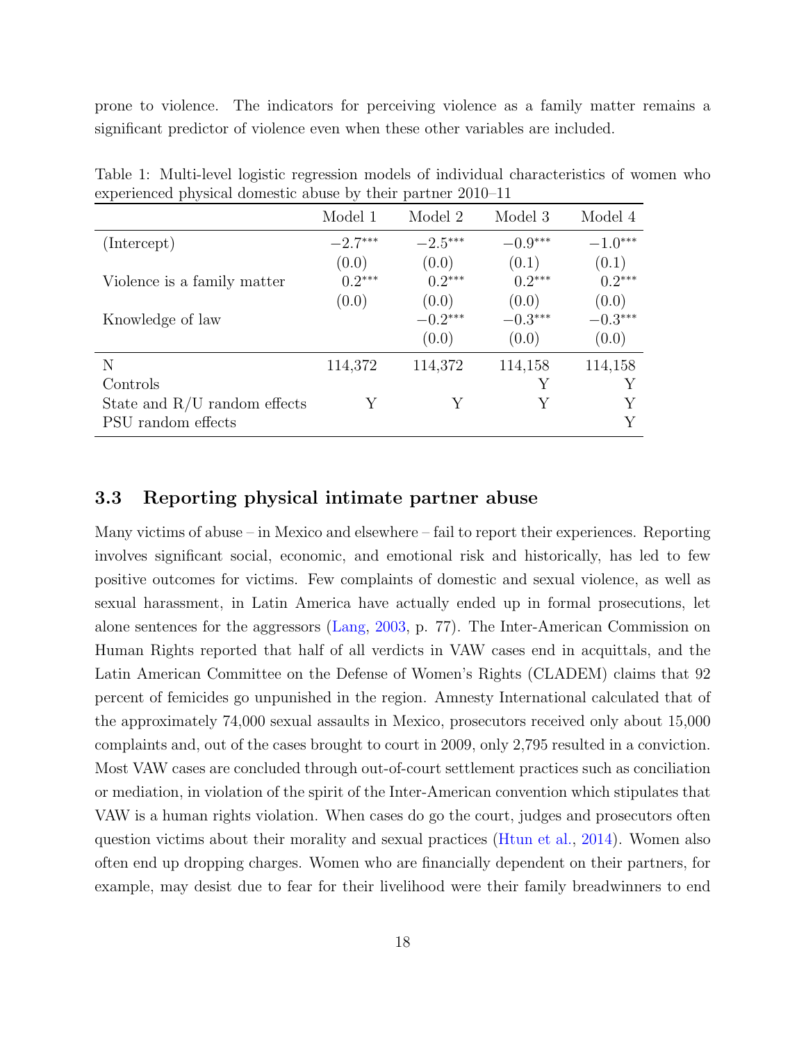prone to violence. The indicators for perceiving violence as a family matter remains a significant predictor of violence even when these other variables are included.

Table 1: Multi-level logistic regression models of individual characteristics of women who experienced physical domestic abuse by their partner 2010–11

| | Model 1 | Model 2 | Model 3 | Model 4 |
|---|---|---|---|---|
| (Intercept) | $-2.7^{***}$ | $-2.5^{***}$ | $-0.9^{***}$ | $-1.0^{***}$ |
| | (0.0) | (0.0) | (0.1) | (0.1) |
| Violence is a family matter | $0.2^{***}$ | $0.2^{***}$ | $0.2^{***}$ | $0.2^{***}$ |
| | (0.0) | (0.0) | (0.0) | (0.0) |
| Knowledge of law | | $-0.2^{***}$ | $-0.3^{***}$ | $-0.3^{***}$ |
| | | (0.0) | (0.0) | (0.0) |
| N | 114,372 | 114,372 | 114,158 | 114,158 |
| Controls | | | Y | Y |
| State and R/U random effects | Y | Y | Y | Y |
| PSU random effects | | | | Y |

### 3.3 Reporting physical intimate partner abuse

Many victims of abuse – in Mexico and elsewhere – fail to report their experiences. Reporting involves significant social, economic, and emotional risk and historically, has led to few positive outcomes for victims. Few complaints of domestic and sexual violence, as well as sexual harassment, in Latin America have actually ended up in formal prosecutions, let alone sentences for the aggressors (Lang, 2003, p. 77). The Inter-American Commission on Human Rights reported that half of all verdicts in VAW cases end in acquittals, and the Latin American Committee on the Defense of Women's Rights (CLADEM) claims that 92 percent of femicides go unpunished in the region. Amnesty International calculated that of the approximately 74,000 sexual assaults in Mexico, prosecutors received only about 15,000 complaints and, out of the cases brought to court in 2009, only 2,795 resulted in a conviction. Most VAW cases are concluded through out-of-court settlement practices such as conciliation or mediation, in violation of the spirit of the Inter-American convention which stipulates that VAW is a human rights violation. When cases do go the court, judges and prosecutors often question victims about their morality and sexual practices (Htun et al., 2014). Women also often end up dropping charges. Women who are financially dependent on their partners, for example, may desist due to fear for their livelihood were their family breadwinners to end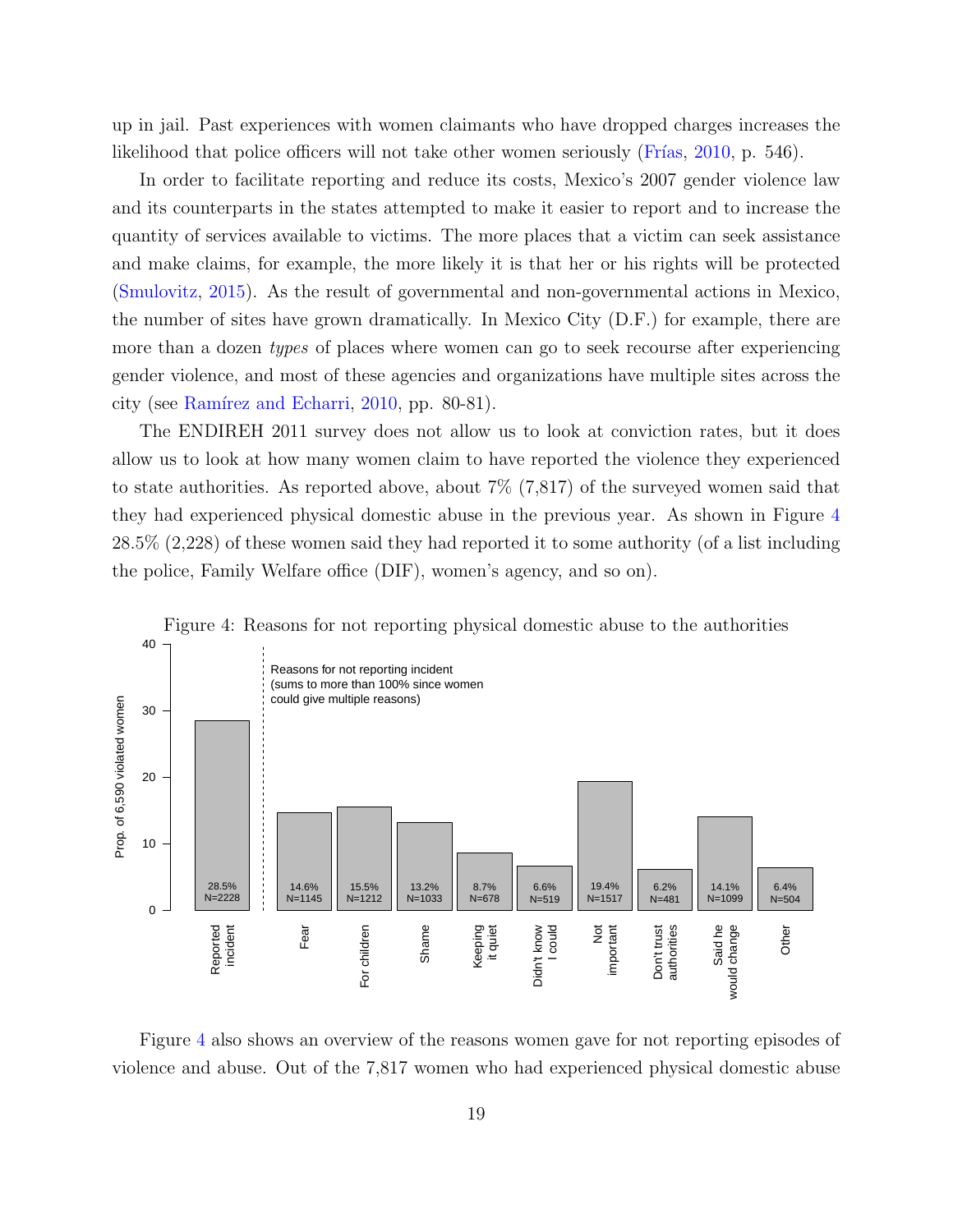up in jail. Past experiences with women claimants who have dropped charges increases the likelihood that police officers will not take other women seriously (Frías, 2010, p. 546).

In order to facilitate reporting and reduce its costs, Mexico's 2007 gender violence law and its counterparts in the states attempted to make it easier to report and to increase the quantity of services available to victims. The more places that a victim can seek assistance and make claims, for example, the more likely it is that her or his rights will be protected (Smulovitz, 2015). As the result of governmental and non-governmental actions in Mexico, the number of sites have grown dramatically. In Mexico City (D.F.) for example, there are more than a dozen *types* of places where women can go to seek recourse after experiencing gender violence, and most of these agencies and organizations have multiple sites across the city (see Ramírez and Echarri, 2010, pp. 80-81).

The ENDIREH 2011 survey does not allow us to look at conviction rates, but it does allow us to look at how many women claim to have reported the violence they experienced to state authorities. As reported above, about 7% (7,817) of the surveyed women said that they had experienced physical domestic abuse in the previous year. As shown in Figure 4 28.5% (2,228) of these women said they had reported it to some authority (of a list including the police, Family Welfare office (DIF), women's agency, and so on).

Figure 4: Reasons for not reporting physical domestic abuse to the authorities

| Category | Prop. of 6,590 violated women | N |
|---|---|---|
| Reported incident | 28.5% | 2228 |
| Fear | 14.6% | 1145 |
| For children | 15.5% | 1212 |
| Shame | 13.2% | 1033 |
| Keeping it quiet | 8.7% | 678 |
| Didn't know I could | 6.6% | 519 |
| Not important | 19.4% | 1517 |
| Don't trust authorities | 6.2% | 481 |
| Said he would change | 14.1% | 1099 |
| Other | 6.4% | 504 |

Reasons for not reporting incident (sums to more than 100% since women could give multiple reasons)

Figure 4 also shows an overview of the reasons women gave for not reporting episodes of violence and abuse. Out of the 7,817 women who had experienced physical domestic abuse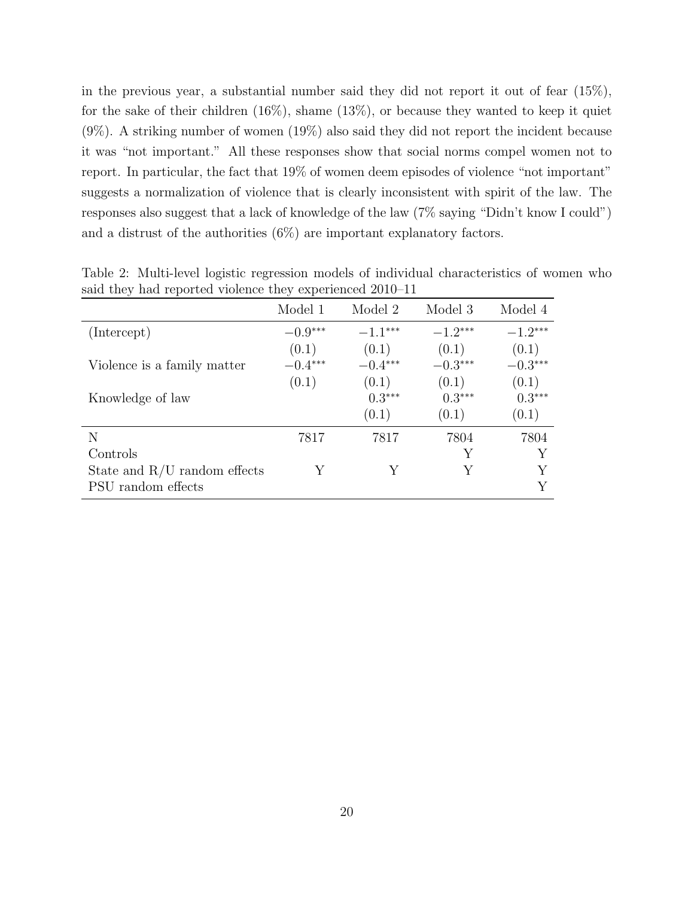in the previous year, a substantial number said they did not report it out of fear (15%), for the sake of their children (16%), shame (13%), or because they wanted to keep it quiet (9%). A striking number of women (19%) also said they did not report the incident because it was "not important." All these responses show that social norms compel women not to report. In particular, the fact that 19% of women deem episodes of violence "not important" suggests a normalization of violence that is clearly inconsistent with spirit of the law. The responses also suggest that a lack of knowledge of the law (7% saying "Didn't know I could") and a distrust of the authorities (6%) are important explanatory factors.

Table 2: Multi-level logistic regression models of individual characteristics of women who said they had reported violence they experienced 2010–11

| | Model 1 | Model 2 | Model 3 | Model 4 |
|---|---|---|---|---|
| (Intercept) | $-0.9^{***}$ | $-1.1^{***}$ | $-1.2^{***}$ | $-1.2^{***}$ |
| | (0.1) | (0.1) | (0.1) | (0.1) |
| Violence is a family matter | $-0.4^{***}$ | $-0.4^{***}$ | $-0.3^{***}$ | $-0.3^{***}$ |
| | (0.1) | (0.1) | (0.1) | (0.1) |
| Knowledge of law | | $0.3^{***}$ | $0.3^{***}$ | $0.3^{***}$ |
| | | (0.1) | (0.1) | (0.1) |
| N | 7817 | 7817 | 7804 | 7804 |
| Controls | | | Y | Y |
| State and R/U random effects | Y | Y | Y | Y |
| PSU random effects | | | | Y |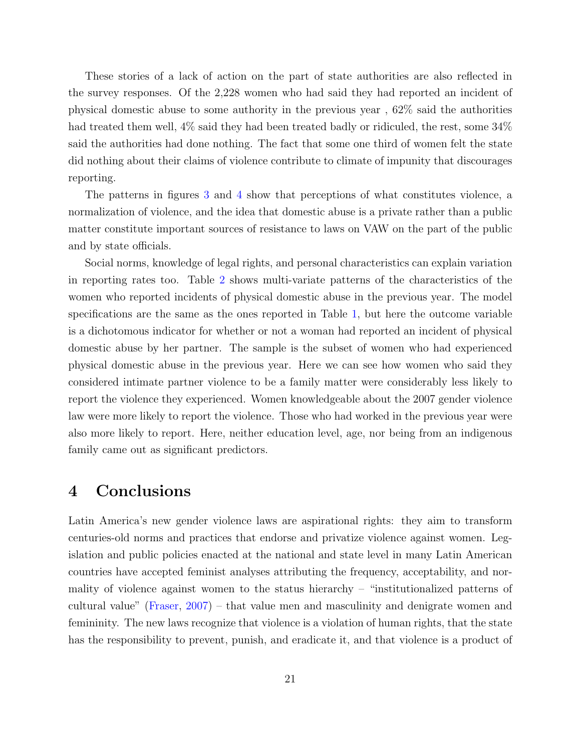These stories of a lack of action on the part of state authorities are also reflected in the survey responses. Of the 2,228 women who had said they had reported an incident of physical domestic abuse to some authority in the previous year , 62% said the authorities had treated them well, 4% said they had been treated badly or ridiculed, the rest, some 34% said the authorities had done nothing. The fact that some one third of women felt the state did nothing about their claims of violence contribute to climate of impunity that discourages reporting.

The patterns in figures 3 and 4 show that perceptions of what constitutes violence, a normalization of violence, and the idea that domestic abuse is a private rather than a public matter constitute important sources of resistance to laws on VAW on the part of the public and by state officials.

Social norms, knowledge of legal rights, and personal characteristics can explain variation in reporting rates too. Table 2 shows multi-variate patterns of the characteristics of the women who reported incidents of physical domestic abuse in the previous year. The model specifications are the same as the ones reported in Table 1, but here the outcome variable is a dichotomous indicator for whether or not a woman had reported an incident of physical domestic abuse by her partner. The sample is the subset of women who had experienced physical domestic abuse in the previous year. Here we can see how women who said they considered intimate partner violence to be a family matter were considerably less likely to report the violence they experienced. Women knowledgeable about the 2007 gender violence law were more likely to report the violence. Those who had worked in the previous year were also more likely to report. Here, neither education level, age, nor being from an indigenous family came out as significant predictors.

# 4 Conclusions

Latin America's new gender violence laws are aspirational rights: they aim to transform centuries-old norms and practices that endorse and privatize violence against women. Legislation and public policies enacted at the national and state level in many Latin American countries have accepted feminist analyses attributing the frequency, acceptability, and normality of violence against women to the status hierarchy – "institutionalized patterns of cultural value" (Fraser, 2007) – that value men and masculinity and denigrate women and femininity. The new laws recognize that violence is a violation of human rights, that the state has the responsibility to prevent, punish, and eradicate it, and that violence is a product of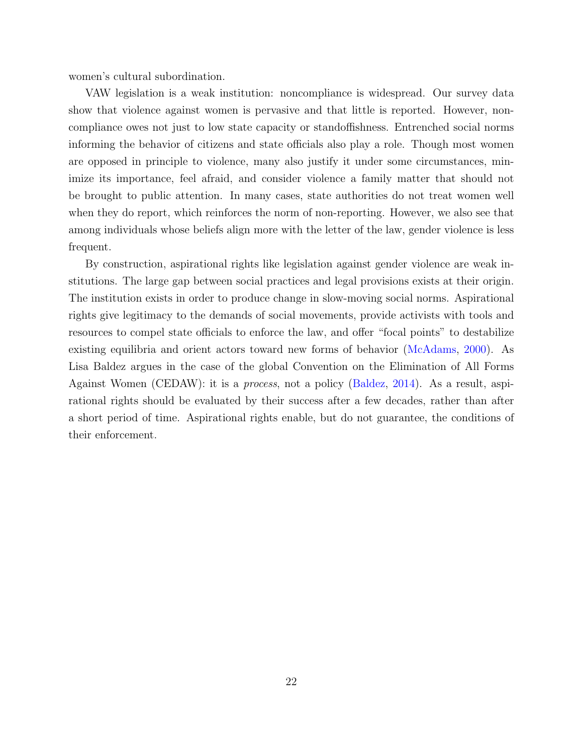women's cultural subordination.

VAW legislation is a weak institution: noncompliance is widespread. Our survey data show that violence against women is pervasive and that little is reported. However, noncompliance owes not just to low state capacity or standoffishness. Entrenched social norms informing the behavior of citizens and state officials also play a role. Though most women are opposed in principle to violence, many also justify it under some circumstances, minimize its importance, feel afraid, and consider violence a family matter that should not be brought to public attention. In many cases, state authorities do not treat women well when they do report, which reinforces the norm of non-reporting. However, we also see that among individuals whose beliefs align more with the letter of the law, gender violence is less frequent.

By construction, aspirational rights like legislation against gender violence are weak institutions. The large gap between social practices and legal provisions exists at their origin. The institution exists in order to produce change in slow-moving social norms. Aspirational rights give legitimacy to the demands of social movements, provide activists with tools and resources to compel state officials to enforce the law, and offer "focal points" to destabilize existing equilibria and orient actors toward new forms of behavior (McAdams, 2000). As Lisa Baldez argues in the case of the global Convention on the Elimination of All Forms Against Women (CEDAW): it is a *process*, not a policy (Baldez, 2014). As a result, aspirational rights should be evaluated by their success after a few decades, rather than after a short period of time. Aspirational rights enable, but do not guarantee, the conditions of their enforcement.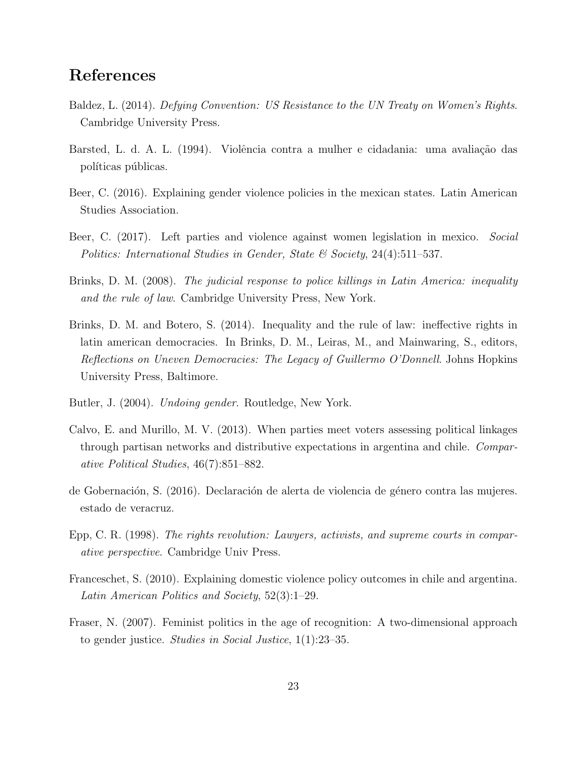# References

Baldez, L. (2014). *Defying Convention: US Resistance to the UN Treaty on Women's Rights*. Cambridge University Press.

Barsted, L. d. A. L. (1994). Violência contra a mulher e cidadania: uma avaliação das políticas públicas.

Beer, C. (2016). Explaining gender violence policies in the mexican states. Latin American Studies Association.

Beer, C. (2017). Left parties and violence against women legislation in mexico. *Social Politics: International Studies in Gender, State & Society*, 24(4):511–537.

Brinks, D. M. (2008). *The judicial response to police killings in Latin America: inequality and the rule of law*. Cambridge University Press, New York.

Brinks, D. M. and Botero, S. (2014). Inequality and the rule of law: ineffective rights in latin american democracies. In Brinks, D. M., Leiras, M., and Mainwaring, S., editors, *Reflections on Uneven Democracies: The Legacy of Guillermo O'Donnell*. Johns Hopkins University Press, Baltimore.

Butler, J. (2004). *Undoing gender*. Routledge, New York.

Calvo, E. and Murillo, M. V. (2013). When parties meet voters assessing political linkages through partisan networks and distributive expectations in argentina and chile. *Comparative Political Studies*, 46(7):851–882.

de Gobernación, S. (2016). Declaración de alerta de violencia de género contra las mujeres. estado de veracruz.

Epp, C. R. (1998). *The rights revolution: Lawyers, activists, and supreme courts in comparative perspective*. Cambridge Univ Press.

Franceschet, S. (2010). Explaining domestic violence policy outcomes in chile and argentina. *Latin American Politics and Society*, 52(3):1–29.

Fraser, N. (2007). Feminist politics in the age of recognition: A two-dimensional approach to gender justice. *Studies in Social Justice*, 1(1):23–35.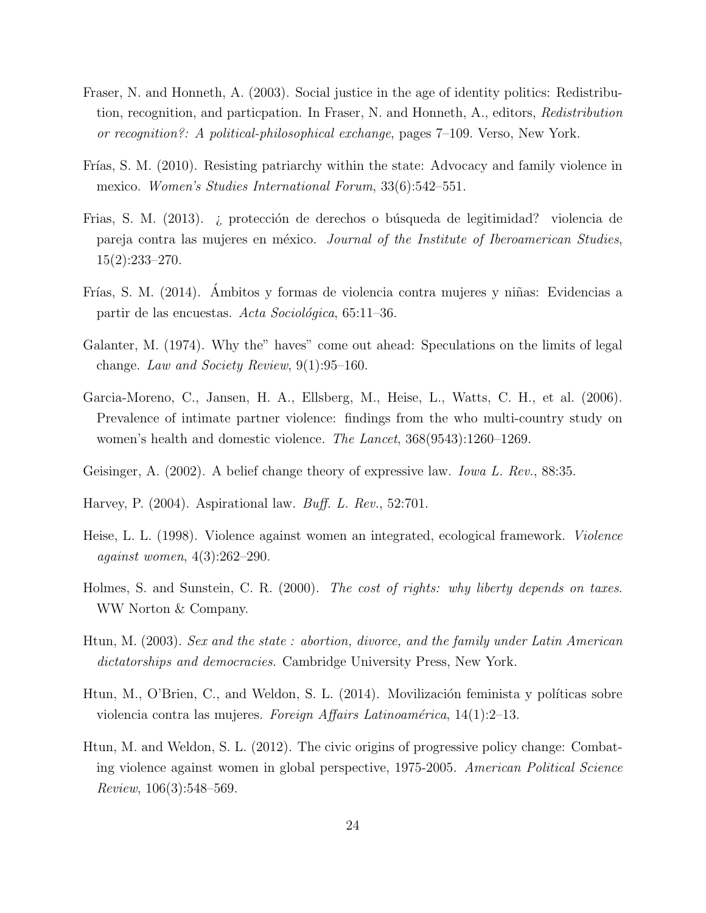Fraser, N. and Honneth, A. (2003). Social justice in the age of identity politics: Redistribution, recognition, and particpation. In Fraser, N. and Honneth, A., editors, *Redistribution or recognition?: A political-philosophical exchange*, pages 7–109. Verso, New York.

Frías, S. M. (2010). Resisting patriarchy within the state: Advocacy and family violence in mexico. *Women's Studies International Forum*, 33(6):542–551.

Frias, S. M. (2013). ¿ protección de derechos o búsqueda de legitimidad? violencia de pareja contra las mujeres en méxico. *Journal of the Institute of Iberoamerican Studies*, 15(2):233–270.

Frías, S. M. (2014). Ámbitos y formas de violencia contra mujeres y niñas: Evidencias a partir de las encuestas. *Acta Sociológica*, 65:11–36.

Galanter, M. (1974). Why the" haves" come out ahead: Speculations on the limits of legal change. *Law and Society Review*, 9(1):95–160.

Garcia-Moreno, C., Jansen, H. A., Ellsberg, M., Heise, L., Watts, C. H., et al. (2006). Prevalence of intimate partner violence: findings from the who multi-country study on women's health and domestic violence. *The Lancet*, 368(9543):1260–1269.

Geisinger, A. (2002). A belief change theory of expressive law. *Iowa L. Rev.*, 88:35.

Harvey, P. (2004). Aspirational law. *Buff. L. Rev.*, 52:701.

Heise, L. L. (1998). Violence against women an integrated, ecological framework. *Violence against women*, 4(3):262–290.

Holmes, S. and Sunstein, C. R. (2000). *The cost of rights: why liberty depends on taxes*. WW Norton & Company.

Htun, M. (2003). *Sex and the state : abortion, divorce, and the family under Latin American dictatorships and democracies*. Cambridge University Press, New York.

Htun, M., O'Brien, C., and Weldon, S. L. (2014). Movilización feminista y políticas sobre violencia contra las mujeres. *Foreign Affairs Latinoamérica*, 14(1):2–13.

Htun, M. and Weldon, S. L. (2012). The civic origins of progressive policy change: Combating violence against women in global perspective, 1975-2005. *American Political Science Review*, 106(3):548–569.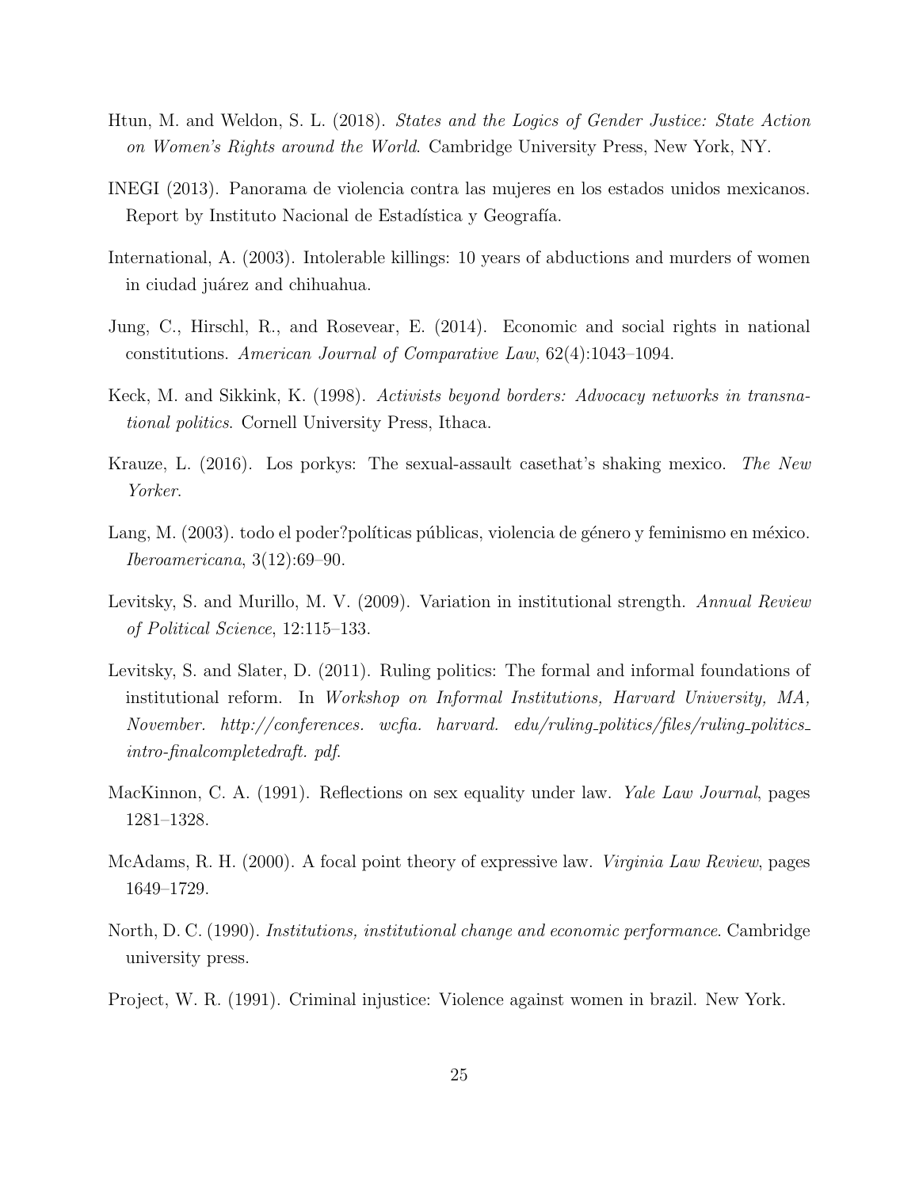Htun, M. and Weldon, S. L. (2018). *States and the Logics of Gender Justice: State Action on Women's Rights around the World*. Cambridge University Press, New York, NY.

INEGI (2013). Panorama de violencia contra las mujeres en los estados unidos mexicanos. Report by Instituto Nacional de Estadística y Geografía.

International, A. (2003). Intolerable killings: 10 years of abductions and murders of women in ciudad juárez and chihuahua.

Jung, C., Hirschl, R., and Rosevear, E. (2014). Economic and social rights in national constitutions. *American Journal of Comparative Law*, 62(4):1043–1094.

Keck, M. and Sikkink, K. (1998). *Activists beyond borders: Advocacy networks in transnational politics*. Cornell University Press, Ithaca.

Krauze, L. (2016). Los porkys: The sexual-assault casethat's shaking mexico. *The New Yorker*.

Lang, M. (2003). todo el poder?políticas públicas, violencia de género y feminismo en méxico. *Iberoamericana*, 3(12):69–90.

Levitsky, S. and Murillo, M. V. (2009). Variation in institutional strength. *Annual Review of Political Science*, 12:115–133.

Levitsky, S. and Slater, D. (2011). Ruling politics: The formal and informal foundations of institutional reform. In *Workshop on Informal Institutions, Harvard University, MA, November. http://conferences. wcfia. harvard. edu/ruling_politics/files/ruling_politics_intro-finalcompletedraft. pdf*.

MacKinnon, C. A. (1991). Reflections on sex equality under law. *Yale Law Journal*, pages 1281–1328.

McAdams, R. H. (2000). A focal point theory of expressive law. *Virginia Law Review*, pages 1649–1729.

North, D. C. (1990). *Institutions, institutional change and economic performance*. Cambridge university press.

Project, W. R. (1991). Criminal injustice: Violence against women in brazil. New York.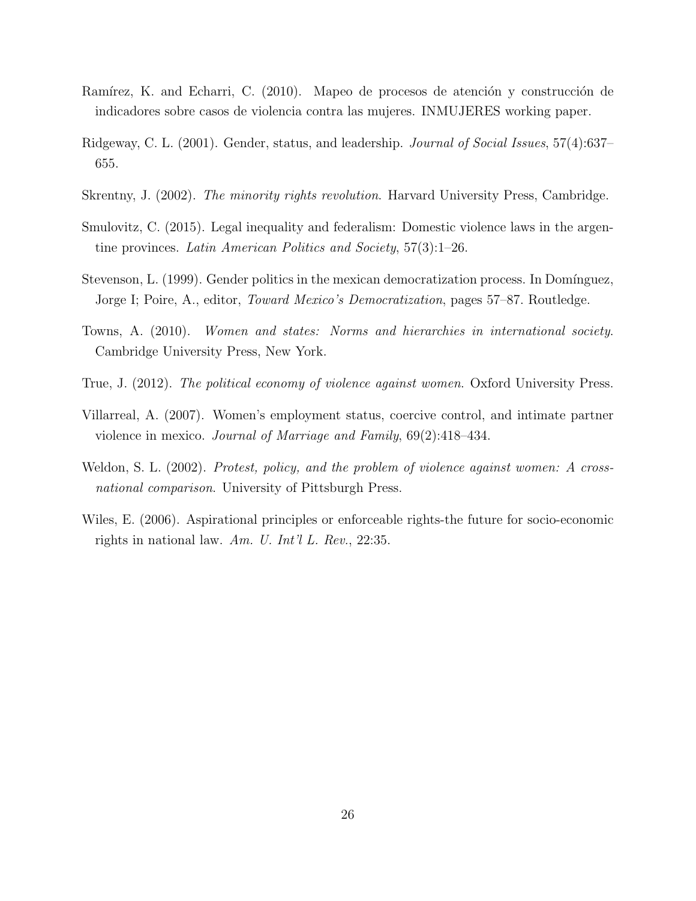Ramírez, K. and Echarri, C. (2010). Mapeo de procesos de atención y construcción de indicadores sobre casos de violencia contra las mujeres. INMUJERES working paper.

Ridgeway, C. L. (2001). Gender, status, and leadership. *Journal of Social Issues*, 57(4):637–655.

Skrentny, J. (2002). *The minority rights revolution*. Harvard University Press, Cambridge.

Smulovitz, C. (2015). Legal inequality and federalism: Domestic violence laws in the argentine provinces. *Latin American Politics and Society*, 57(3):1–26.

Stevenson, L. (1999). Gender politics in the mexican democratization process. In Domínguez, Jorge I; Poire, A., editor, *Toward Mexico's Democratization*, pages 57–87. Routledge.

Towns, A. (2010). *Women and states: Norms and hierarchies in international society*. Cambridge University Press, New York.

True, J. (2012). *The political economy of violence against women*. Oxford University Press.

Villarreal, A. (2007). Women's employment status, coercive control, and intimate partner violence in mexico. *Journal of Marriage and Family*, 69(2):418–434.

Weldon, S. L. (2002). *Protest, policy, and the problem of violence against women: A cross-national comparison*. University of Pittsburgh Press.

Wiles, E. (2006). Aspirational principles or enforceable rights-the future for socio-economic rights in national law. *Am. U. Int'l L. Rev.*, 22:35.